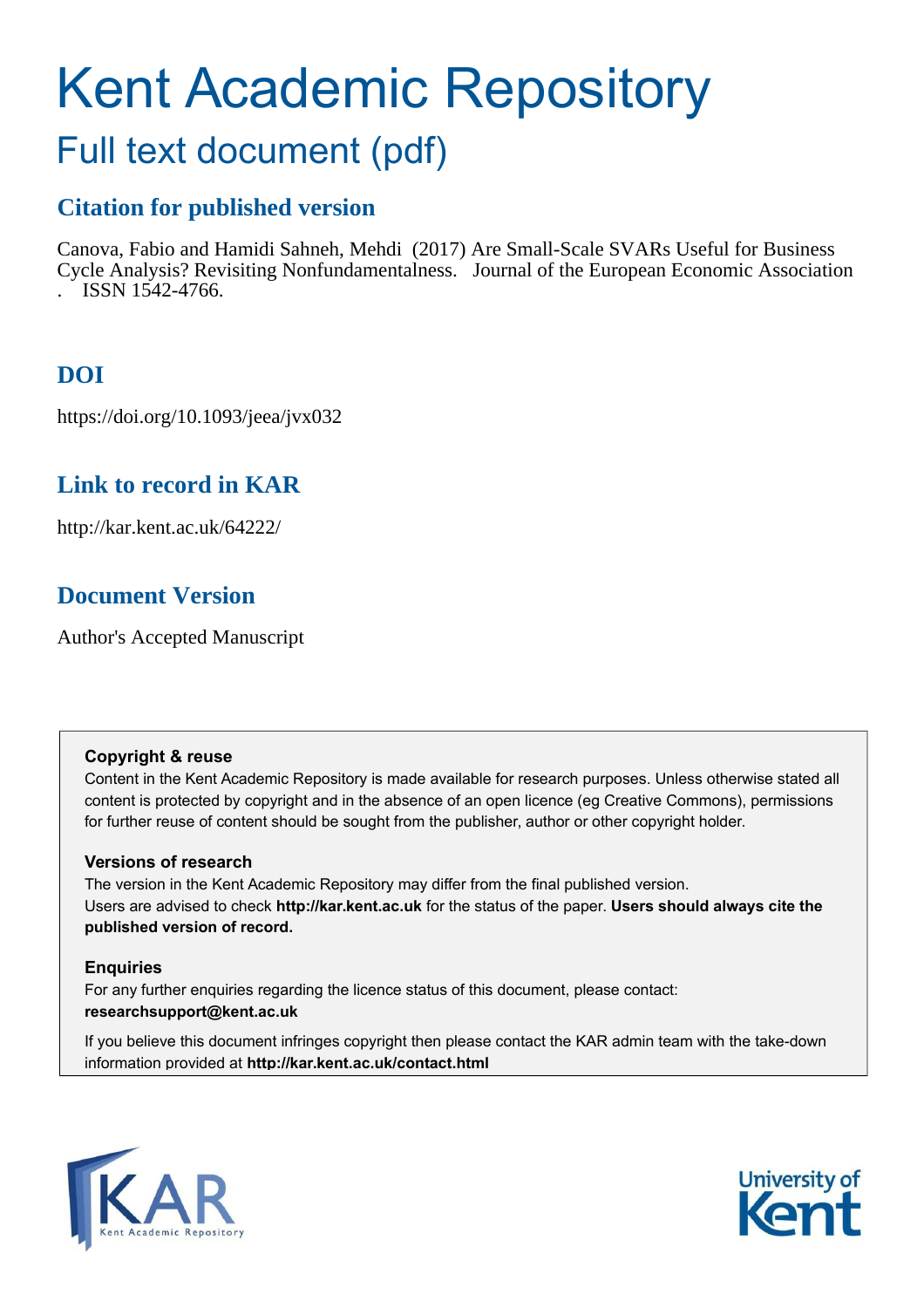# Kent Academic Repository

## Full text document (pdf)

### Citation for published version

Canova, Fabio and Hamidi Sahneh, Mehdi (2017) Are Small-Scale SVARs Useful for Business Cycle Analysis? Revisiting Nonfundamentalness. Journal of the European Economic Association . ISSN 1542-4766.

### DOI

https://doi.org/10.1093/jeea/jvx032

### Link to record in KAR

http://kar.kent.ac.uk/64222/

### Document Version

Author's Accepted Manuscript

**Copyright & reuse**

Content in the Kent Academic Repository is made available for research purposes. Unless otherwise stated all content is protected by copyright and in the absence of an open licence (eg Creative Commons), permissions for further reuse of content should be sought from the publisher, author or other copyright holder.

**Versions of research**

The version in the Kent Academic Repository may differ from the final published version. Users are advised to check **http://kar.kent.ac.uk** for the status of the paper. **Users should always cite the published version of record.**

**Enquiries**

For any further enquiries regarding the licence status of this document, please contact: **researchsupport@kent.ac.uk**

If you believe this document infringes copyright then please contact the KAR admin team with the take-down information provided at **http://kar.kent.ac.uk/contact.html**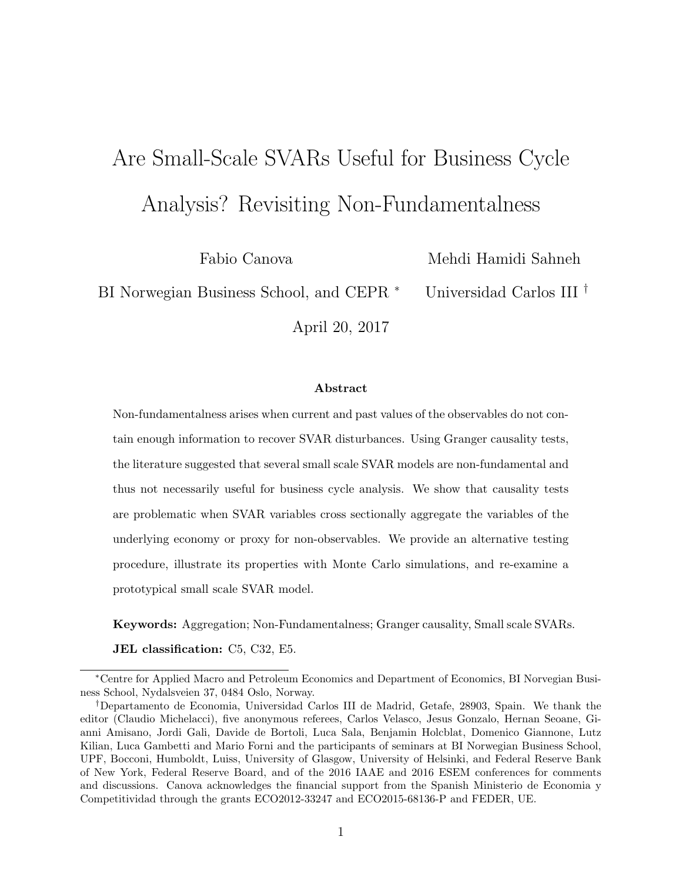# Are Small-Scale SVARs Useful for Business Cycle Analysis? Revisiting Non-Fundamentalness

Fabio Canova
BI Norwegian Business School, and CEPR [*]

Mehdi Hamidi Sahneh
Universidad Carlos III [†]

April 20, 2017

### Abstract

Non-fundamentalness arises when current and past values of the observables do not contain enough information to recover SVAR disturbances. Using Granger causality tests, the literature suggested that several small scale SVAR models are non-fundamental and thus not necessarily useful for business cycle analysis. We show that causality tests are problematic when SVAR variables cross sectionally aggregate the variables of the underlying economy or proxy for non-observables. We provide an alternative testing procedure, illustrate its properties with Monte Carlo simulations, and re-examine a prototypical small scale SVAR model.

**Keywords:** Aggregation; Non-Fundamentalness; Granger causality, Small scale SVARs.

**JEL classification:** C5, C32, E5.

---

[*] Centre for Applied Macro and Petroleum Economics and Department of Economics, BI Norvegian Business School, Nydalsveien 37, 0484 Oslo, Norway.

[†] Departamento de Economia, Universidad Carlos III de Madrid, Getafe, 28903, Spain. We thank the editor (Claudio Michelacci), five anonymous referees, Carlos Velasco, Jesus Gonzalo, Hernan Seoane, Gianni Amisano, Jordi Gali, Davide de Bortoli, Luca Sala, Benjamin Holcblat, Domenico Giannone, Lutz Kilian, Luca Gambetti and Mario Forni and the participants of seminars at BI Norwegian Business School, UPF, Bocconi, Humboldt, Luiss, University of Glasgow, University of Helsinki, and Federal Reserve Bank of New York, Federal Reserve Board, and of the 2016 IAAE and 2016 ESEM conferences for comments and discussions. Canova acknowledges the financial support from the Spanish Ministerio de Economia y Competitividad through the grants ECO2012-33247 and ECO2015-68136-P and FEDER, UE.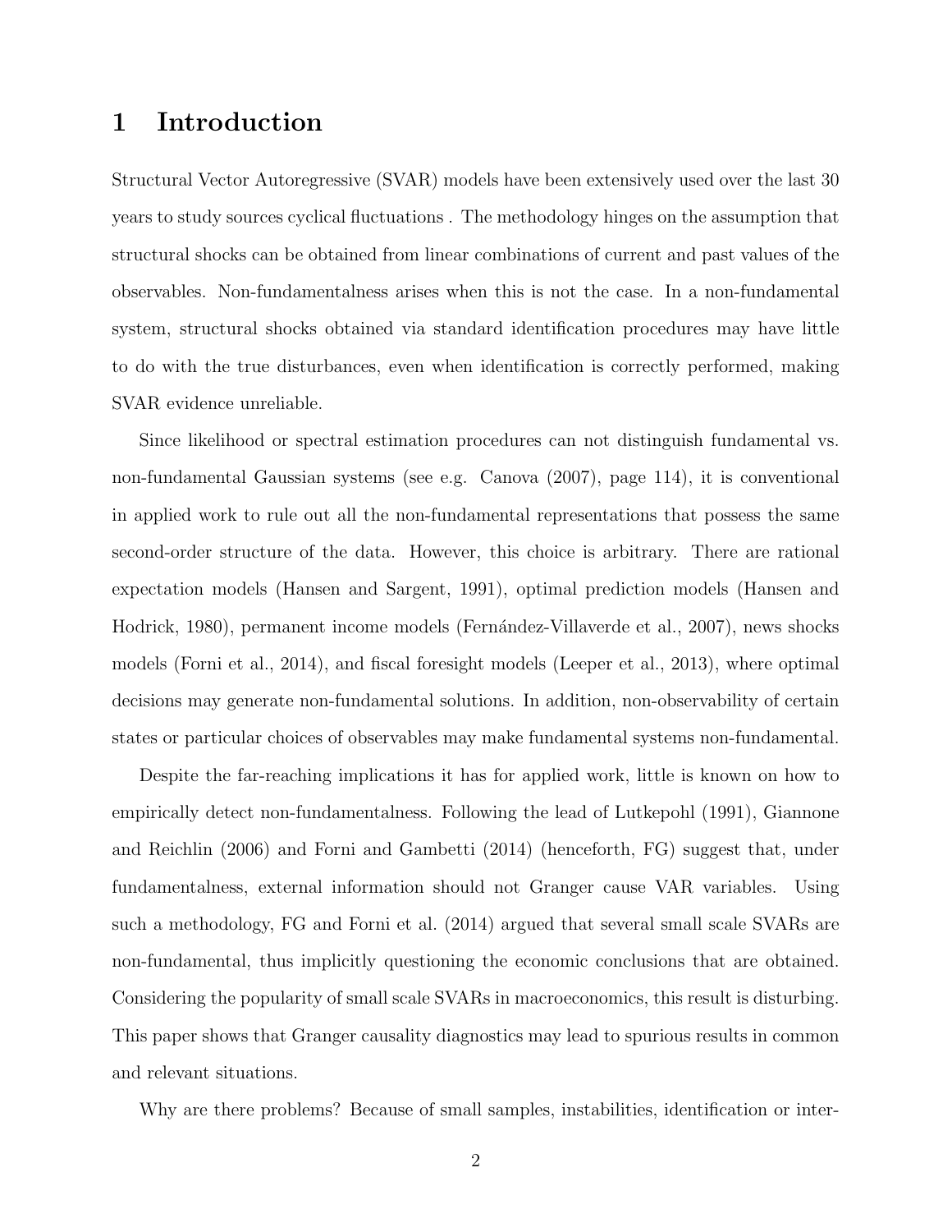# 1 Introduction

Structural Vector Autoregressive (SVAR) models have been extensively used over the last 30 years to study sources cyclical fluctuations . The methodology hinges on the assumption that structural shocks can be obtained from linear combinations of current and past values of the observables. Non-fundamentalness arises when this is not the case. In a non-fundamental system, structural shocks obtained via standard identification procedures may have little to do with the true disturbances, even when identification is correctly performed, making SVAR evidence unreliable.

Since likelihood or spectral estimation procedures can not distinguish fundamental vs. non-fundamental Gaussian systems (see e.g. Canova (2007), page 114), it is conventional in applied work to rule out all the non-fundamental representations that possess the same second-order structure of the data. However, this choice is arbitrary. There are rational expectation models (Hansen and Sargent, 1991), optimal prediction models (Hansen and Hodrick, 1980), permanent income models (Fernández-Villaverde et al., 2007), news shocks models (Forni et al., 2014), and fiscal foresight models (Leeper et al., 2013), where optimal decisions may generate non-fundamental solutions. In addition, non-observability of certain states or particular choices of observables may make fundamental systems non-fundamental.

Despite the far-reaching implications it has for applied work, little is known on how to empirically detect non-fundamentalness. Following the lead of Lutkepohl (1991), Giannone and Reichlin (2006) and Forni and Gambetti (2014) (henceforth, FG) suggest that, under fundamentalness, external information should not Granger cause VAR variables. Using such a methodology, FG and Forni et al. (2014) argued that several small scale SVARs are non-fundamental, thus implicitly questioning the economic conclusions that are obtained. Considering the popularity of small scale SVARs in macroeconomics, this result is disturbing. This paper shows that Granger causality diagnostics may lead to spurious results in common and relevant situations.

Why are there problems? Because of small samples, instabilities, identification or inter-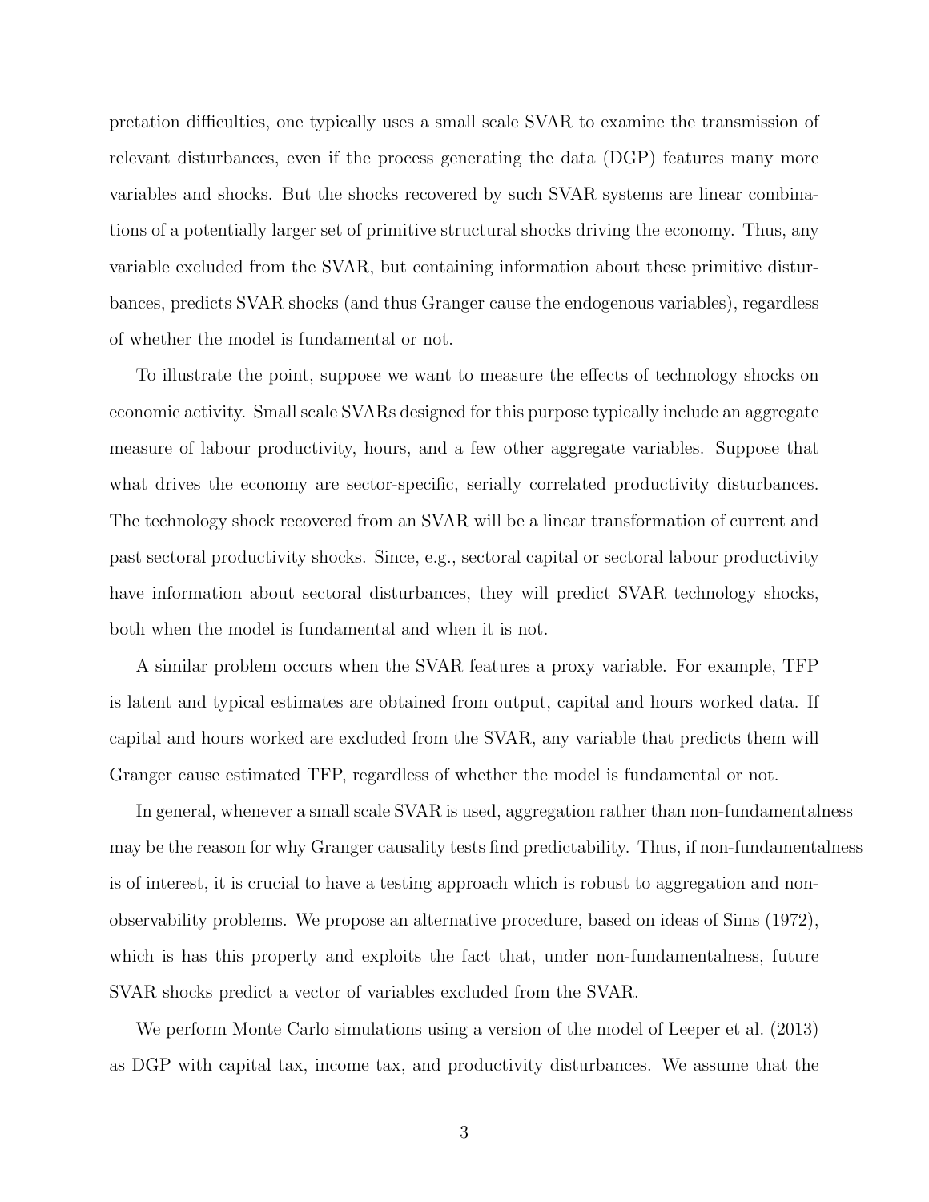pretation difficulties, one typically uses a small scale SVAR to examine the transmission of relevant disturbances, even if the process generating the data (DGP) features many more variables and shocks. But the shocks recovered by such SVAR systems are linear combinations of a potentially larger set of primitive structural shocks driving the economy. Thus, any variable excluded from the SVAR, but containing information about these primitive disturbances, predicts SVAR shocks (and thus Granger cause the endogenous variables), regardless of whether the model is fundamental or not.

To illustrate the point, suppose we want to measure the effects of technology shocks on economic activity. Small scale SVARs designed for this purpose typically include an aggregate measure of labour productivity, hours, and a few other aggregate variables. Suppose that what drives the economy are sector-specific, serially correlated productivity disturbances. The technology shock recovered from an SVAR will be a linear transformation of current and past sectoral productivity shocks. Since, e.g., sectoral capital or sectoral labour productivity have information about sectoral disturbances, they will predict SVAR technology shocks, both when the model is fundamental and when it is not.

A similar problem occurs when the SVAR features a proxy variable. For example, TFP is latent and typical estimates are obtained from output, capital and hours worked data. If capital and hours worked are excluded from the SVAR, any variable that predicts them will Granger cause estimated TFP, regardless of whether the model is fundamental or not.

In general, whenever a small scale SVAR is used, aggregation rather than non-fundamentalness may be the reason for why Granger causality tests find predictability. Thus, if non-fundamentalness is of interest, it is crucial to have a testing approach which is robust to aggregation and non-observability problems. We propose an alternative procedure, based on ideas of Sims (1972), which is has this property and exploits the fact that, under non-fundamentalness, future SVAR shocks predict a vector of variables excluded from the SVAR.

We perform Monte Carlo simulations using a version of the model of Leeper et al. (2013) as DGP with capital tax, income tax, and productivity disturbances. We assume that the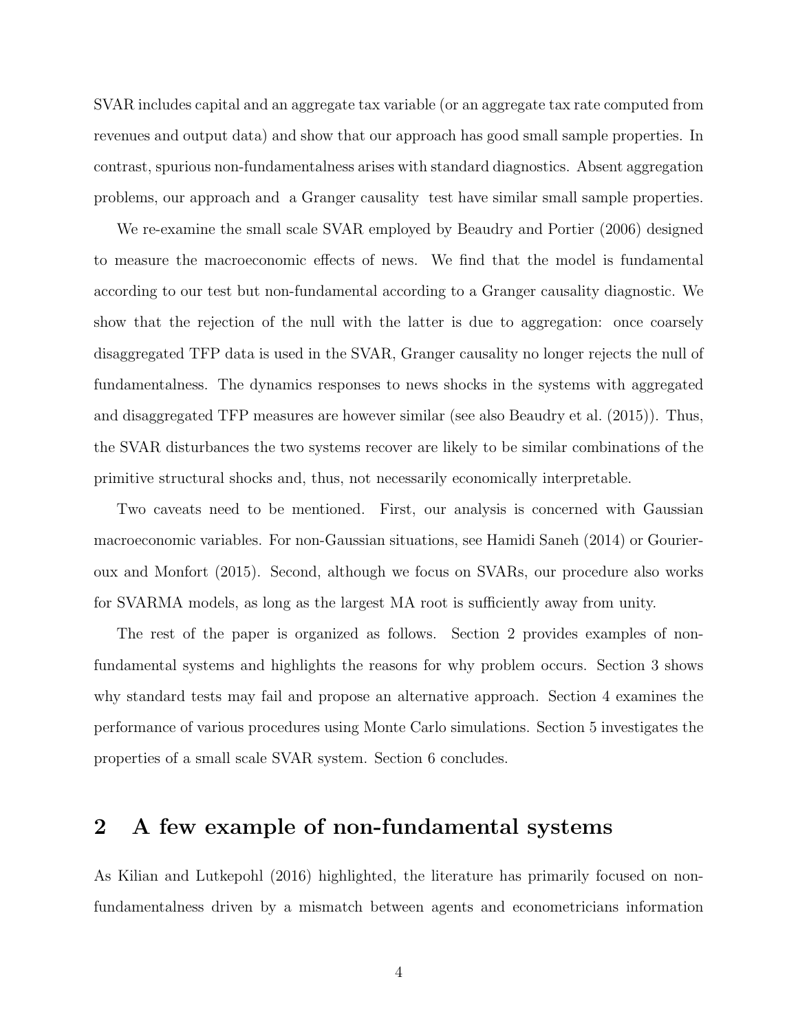SVAR includes capital and an aggregate tax variable (or an aggregate tax rate computed from revenues and output data) and show that our approach has good small sample properties. In contrast, spurious non-fundamentalness arises with standard diagnostics. Absent aggregation problems, our approach and a Granger causality test have similar small sample properties.

We re-examine the small scale SVAR employed by Beaudry and Portier (2006) designed to measure the macroeconomic effects of news. We find that the model is fundamental according to our test but non-fundamental according to a Granger causality diagnostic. We show that the rejection of the null with the latter is due to aggregation: once coarsely disaggregated TFP data is used in the SVAR, Granger causality no longer rejects the null of fundamentalness. The dynamics responses to news shocks in the systems with aggregated and disaggregated TFP measures are however similar (see also Beaudry et al. (2015)). Thus, the SVAR disturbances the two systems recover are likely to be similar combinations of the primitive structural shocks and, thus, not necessarily economically interpretable.

Two caveats need to be mentioned. First, our analysis is concerned with Gaussian macroeconomic variables. For non-Gaussian situations, see Hamidi Saneh (2014) or Gourieroux and Monfort (2015). Second, although we focus on SVARs, our procedure also works for SVARMA models, as long as the largest MA root is sufficiently away from unity.

The rest of the paper is organized as follows. Section 2 provides examples of non-fundamental systems and highlights the reasons for why problem occurs. Section 3 shows why standard tests may fail and propose an alternative approach. Section 4 examines the performance of various procedures using Monte Carlo simulations. Section 5 investigates the properties of a small scale SVAR system. Section 6 concludes.

## 2 A few example of non-fundamental systems

As Kilian and Lutkepohl (2016) highlighted, the literature has primarily focused on non-fundamentalness driven by a mismatch between agents and econometricians information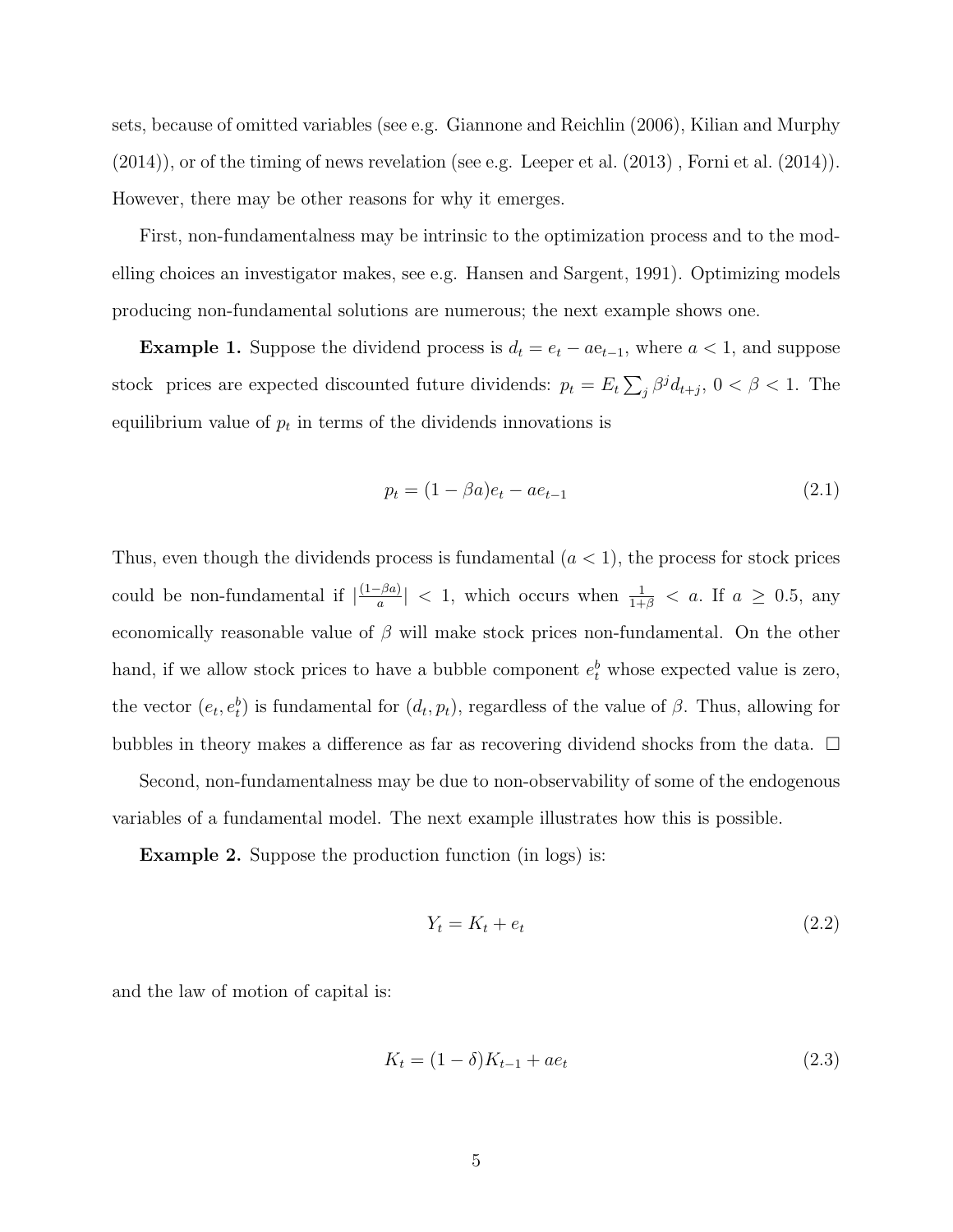sets, because of omitted variables (see e.g. Giannone and Reichlin (2006), Kilian and Murphy (2014)), or of the timing of news revelation (see e.g. Leeper et al. (2013) , Forni et al. (2014)). However, there may be other reasons for why it emerges.

First, non-fundamentalness may be intrinsic to the optimization process and to the modelling choices an investigator makes, see e.g. Hansen and Sargent, 1991). Optimizing models producing non-fundamental solutions are numerous; the next example shows one.

**Example 1.** Suppose the dividend process is $d_t = e_t - ae_{t-1}$, where $a < 1$, and suppose stock prices are expected discounted future dividends: $p_t = E_t \sum_j \beta^j d_{t+j}$, $0 < \beta < 1$. The equilibrium value of $p_t$ in terms of the dividends innovations is

$$p_t = (1 - \beta a)e_t - ae_{t-1} \tag{2.1}$$

Thus, even though the dividends process is fundamental ($a < 1$), the process for stock prices could be non-fundamental if $|\frac{(1-\beta a)}{a}| < 1$, which occurs when $\frac{1}{1+\beta} < a$. If $a \geq 0.5$, any economically reasonable value of $\beta$ will make stock prices non-fundamental. On the other hand, if we allow stock prices to have a bubble component $e_t^b$ whose expected value is zero, the vector $(e_t, e_t^b)$ is fundamental for $(d_t, p_t)$, regardless of the value of $\beta$. Thus, allowing for bubbles in theory makes a difference as far as recovering dividend shocks from the data. □

Second, non-fundamentalness may be due to non-observability of some of the endogenous variables of a fundamental model. The next example illustrates how this is possible.

**Example 2.** Suppose the production function (in logs) is:

$$Y_t = K_t + e_t \tag{2.2}$$

and the law of motion of capital is:

$$K_t = (1 - \delta)K_{t-1} + ae_t \tag{2.3}$$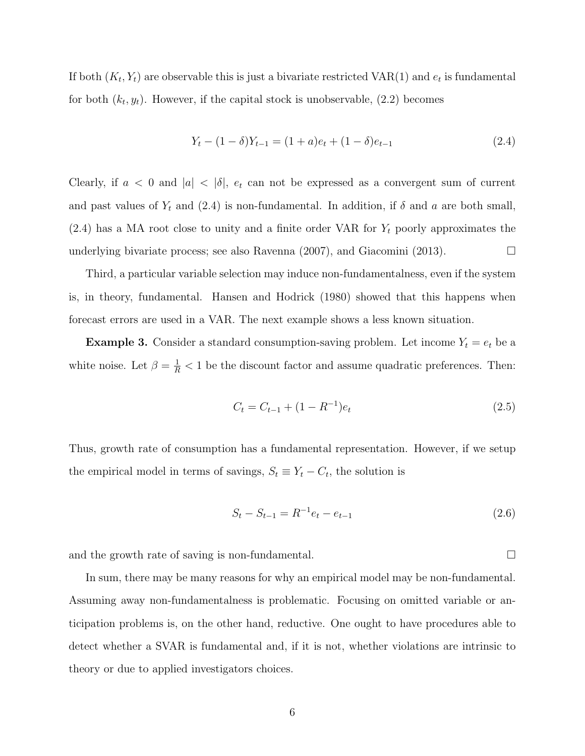If both $(K_t, Y_t)$ are observable this is just a bivariate restricted VAR(1) and $e_t$ is fundamental for both $(k_t, y_t)$. However, if the capital stock is unobservable, (2.2) becomes

$$Y_t - (1-\delta)Y_{t-1} = (1+a)e_t + (1-\delta)e_{t-1} \tag{2.4}$$

Clearly, if $a < 0$ and $|a| < |\delta|$, $e_t$ can not be expressed as a convergent sum of current and past values of $Y_t$ and (2.4) is non-fundamental. In addition, if $\delta$ and $a$ are both small, (2.4) has a MA root close to unity and a finite order VAR for $Y_t$ poorly approximates the underlying bivariate process; see also Ravenna (2007), and Giacomini (2013). □

Third, a particular variable selection may induce non-fundamentalness, even if the system is, in theory, fundamental. Hansen and Hodrick (1980) showed that this happens when forecast errors are used in a VAR. The next example shows a less known situation.

**Example 3.** Consider a standard consumption-saving problem. Let income $Y_t = e_t$ be a white noise. Let $\beta = \frac{1}{R} < 1$ be the discount factor and assume quadratic preferences. Then:

$$C_t = C_{t-1} + (1 - R^{-1})e_t \tag{2.5}$$

Thus, growth rate of consumption has a fundamental representation. However, if we setup the empirical model in terms of savings, $S_t \equiv Y_t - C_t$, the solution is

$$S_t - S_{t-1} = R^{-1}e_t - e_{t-1} \tag{2.6}$$

and the growth rate of saving is non-fundamental. □

In sum, there may be many reasons for why an empirical model may be non-fundamental. Assuming away non-fundamentalness is problematic. Focusing on omitted variable or anticipation problems is, on the other hand, reductive. One ought to have procedures able to detect whether a SVAR is fundamental and, if it is not, whether violations are intrinsic to theory or due to applied investigators choices.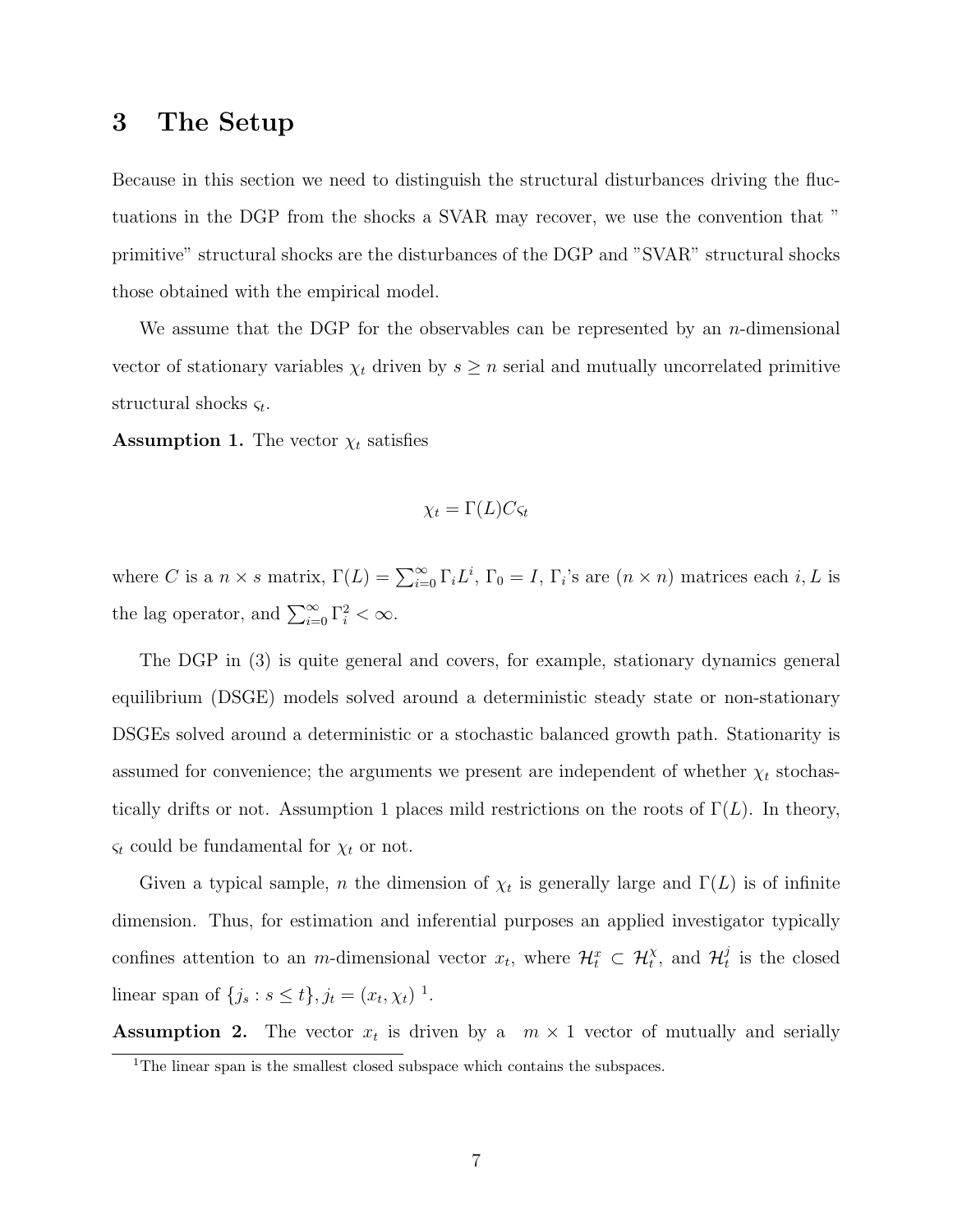## 3 The Setup

Because in this section we need to distinguish the structural disturbances driving the fluctuations in the DGP from the shocks a SVAR may recover, we use the convention that "primitive" structural shocks are the disturbances of the DGP and "SVAR" structural shocks those obtained with the empirical model.

We assume that the DGP for the observables can be represented by an $n$-dimensional vector of stationary variables $\chi_t$ driven by $s \geq n$ serial and mutually uncorrelated primitive structural shocks $\varsigma_t$.

**Assumption 1.** The vector $\chi_t$ satisfies

$$\chi_t = \Gamma(L) C \varsigma_t$$

where $C$ is a $n \times s$ matrix, $\Gamma(L) = \sum_{i=0}^{\infty} \Gamma_i L^i$, $\Gamma_0 = I$, $\Gamma_i$'s are $(n \times n)$ matrices each $i$, $L$ is the lag operator, and $\sum_{i=0}^{\infty} \Gamma_i^2 < \infty$.

The DGP in (3) is quite general and covers, for example, stationary dynamics general equilibrium (DSGE) models solved around a deterministic steady state or non-stationary DSGEs solved around a deterministic or a stochastic balanced growth path. Stationarity is assumed for convenience; the arguments we present are independent of whether $\chi_t$ stochastically drifts or not. Assumption 1 places mild restrictions on the roots of $\Gamma(L)$. In theory, $\varsigma_t$ could be fundamental for $\chi_t$ or not.

Given a typical sample, $n$ the dimension of $\chi_t$ is generally large and $\Gamma(L)$ is of infinite dimension. Thus, for estimation and inferential purposes an applied investigator typically confines attention to an $m$-dimensional vector $x_t$, where $\mathcal{H}_t^x \subset \mathcal{H}_t^\chi$, and $\mathcal{H}_t^j$ is the closed linear span of $\{j_s : s \leq t\}, j_t = (x_t, \chi_t)$ [1].

**Assumption 2.** The vector $x_t$ is driven by a $m \times 1$ vector of mutually and serially

[1] The linear span is the smallest closed subspace which contains the subspaces.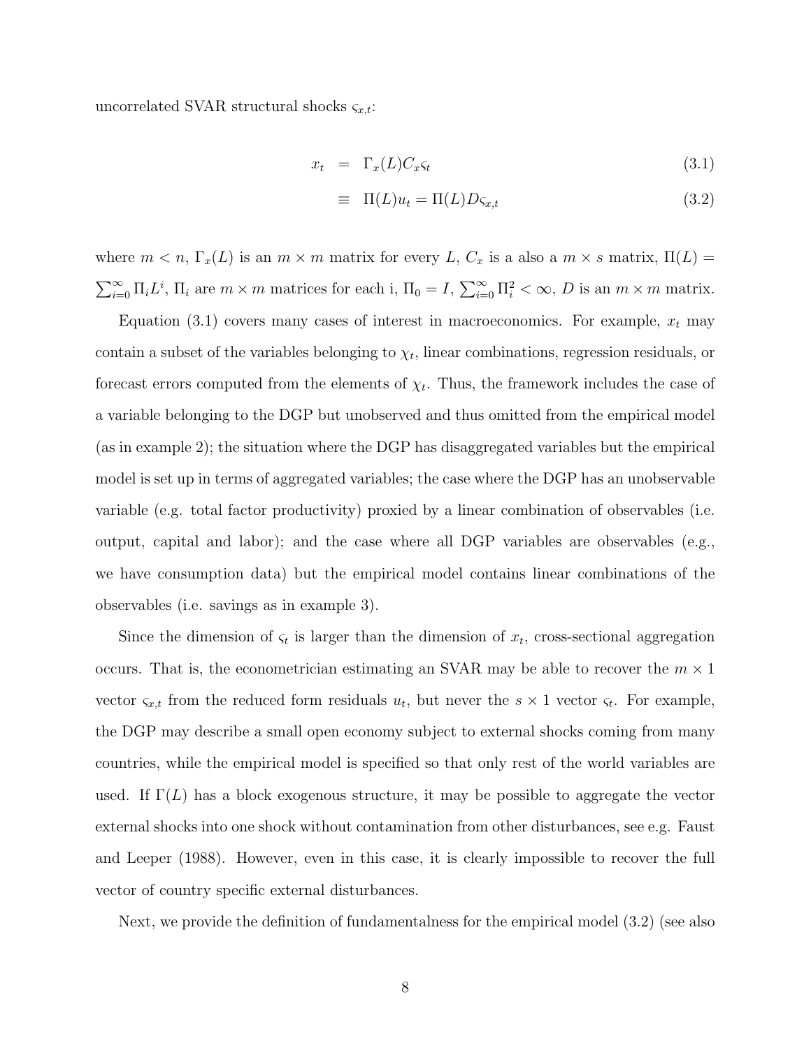uncorrelated SVAR structural shocks $\varsigma_{x,t}$:

$$
\begin{aligned}
x_t &= \Gamma_x(L) C_x \varsigma_t &(3.1)\\
&\equiv \Pi(L) u_t = \Pi(L) D \varsigma_{x,t} &(3.2)
\end{aligned}
$$

where $m < n$, $\Gamma_x(L)$ is an $m \times m$ matrix for every $L$, $C_x$ is a also a $m \times s$ matrix, $\Pi(L) = \sum_{i=0}^{\infty} \Pi_i L^i$, $\Pi_i$ are $m \times m$ matrices for each i, $\Pi_0 = I$, $\sum_{i=0}^{\infty} \Pi_i^2 < \infty$, $D$ is an $m \times m$ matrix.

Equation (3.1) covers many cases of interest in macroeconomics. For example, $x_t$ may contain a subset of the variables belonging to $\chi_t$, linear combinations, regression residuals, or forecast errors computed from the elements of $\chi_t$. Thus, the framework includes the case of a variable belonging to the DGP but unobserved and thus omitted from the empirical model (as in example 2); the situation where the DGP has disaggregated variables but the empirical model is set up in terms of aggregated variables; the case where the DGP has an unobservable variable (e.g. total factor productivity) proxied by a linear combination of observables (i.e. output, capital and labor); and the case where all DGP variables are observables (e.g., we have consumption data) but the empirical model contains linear combinations of the observables (i.e. savings as in example 3).

Since the dimension of $\varsigma_t$ is larger than the dimension of $x_t$, cross-sectional aggregation occurs. That is, the econometrician estimating an SVAR may be able to recover the $m \times 1$ vector $\varsigma_{x,t}$ from the reduced form residuals $u_t$, but never the $s \times 1$ vector $\varsigma_t$. For example, the DGP may describe a small open economy subject to external shocks coming from many countries, while the empirical model is specified so that only rest of the world variables are used. If $\Gamma(L)$ has a block exogenous structure, it may be possible to aggregate the vector external shocks into one shock without contamination from other disturbances, see e.g. Faust and Leeper (1988). However, even in this case, it is clearly impossible to recover the full vector of country specific external disturbances.

Next, we provide the definition of fundamentalness for the empirical model (3.2) (see also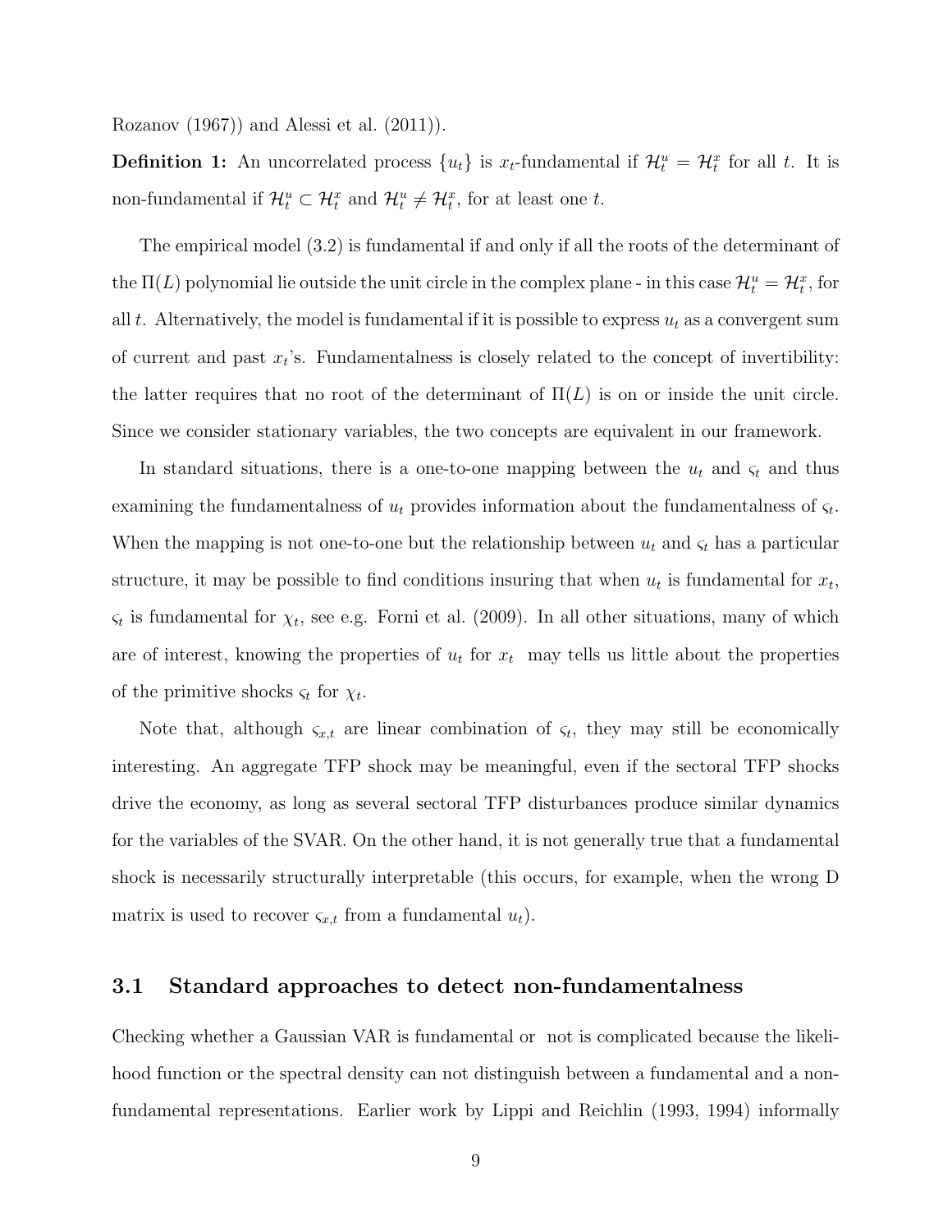Rozanov (1967)) and Alessi et al. (2011)).

**Definition 1:** An uncorrelated process $\{u_t\}$ is $x_t$-fundamental if $\mathcal{H}_t^u = \mathcal{H}_t^x$ for all $t$. It is non-fundamental if $\mathcal{H}_t^u \subset \mathcal{H}_t^x$ and $\mathcal{H}_t^u \neq \mathcal{H}_t^x$, for at least one $t$.

The empirical model (3.2) is fundamental if and only if all the roots of the determinant of the $\Pi(L)$ polynomial lie outside the unit circle in the complex plane - in this case $\mathcal{H}_t^u = \mathcal{H}_t^x$, for all $t$. Alternatively, the model is fundamental if it is possible to express $u_t$ as a convergent sum of current and past $x_t$'s. Fundamentalness is closely related to the concept of invertibility: the latter requires that no root of the determinant of $\Pi(L)$ is on or inside the unit circle. Since we consider stationary variables, the two concepts are equivalent in our framework.

In standard situations, there is a one-to-one mapping between the $u_t$ and $\varsigma_t$ and thus examining the fundamentalness of $u_t$ provides information about the fundamentalness of $\varsigma_t$. When the mapping is not one-to-one but the relationship between $u_t$ and $\varsigma_t$ has a particular structure, it may be possible to find conditions insuring that when $u_t$ is fundamental for $x_t$, $\varsigma_t$ is fundamental for $\chi_t$, see e.g. Forni et al. (2009). In all other situations, many of which are of interest, knowing the properties of $u_t$ for $x_t$ may tells us little about the properties of the primitive shocks $\varsigma_t$ for $\chi_t$.

Note that, although $\varsigma_{x,t}$ are linear combination of $\varsigma_t$, they may still be economically interesting. An aggregate TFP shock may be meaningful, even if the sectoral TFP shocks drive the economy, as long as several sectoral TFP disturbances produce similar dynamics for the variables of the SVAR. On the other hand, it is not generally true that a fundamental shock is necessarily structurally interpretable (this occurs, for example, when the wrong D matrix is used to recover $\varsigma_{x,t}$ from a fundamental $u_t$).

## 3.1 Standard approaches to detect non-fundamentalness

Checking whether a Gaussian VAR is fundamental or not is complicated because the likelihood function or the spectral density can not distinguish between a fundamental and a non-fundamental representations. Earlier work by Lippi and Reichlin (1993, 1994) informally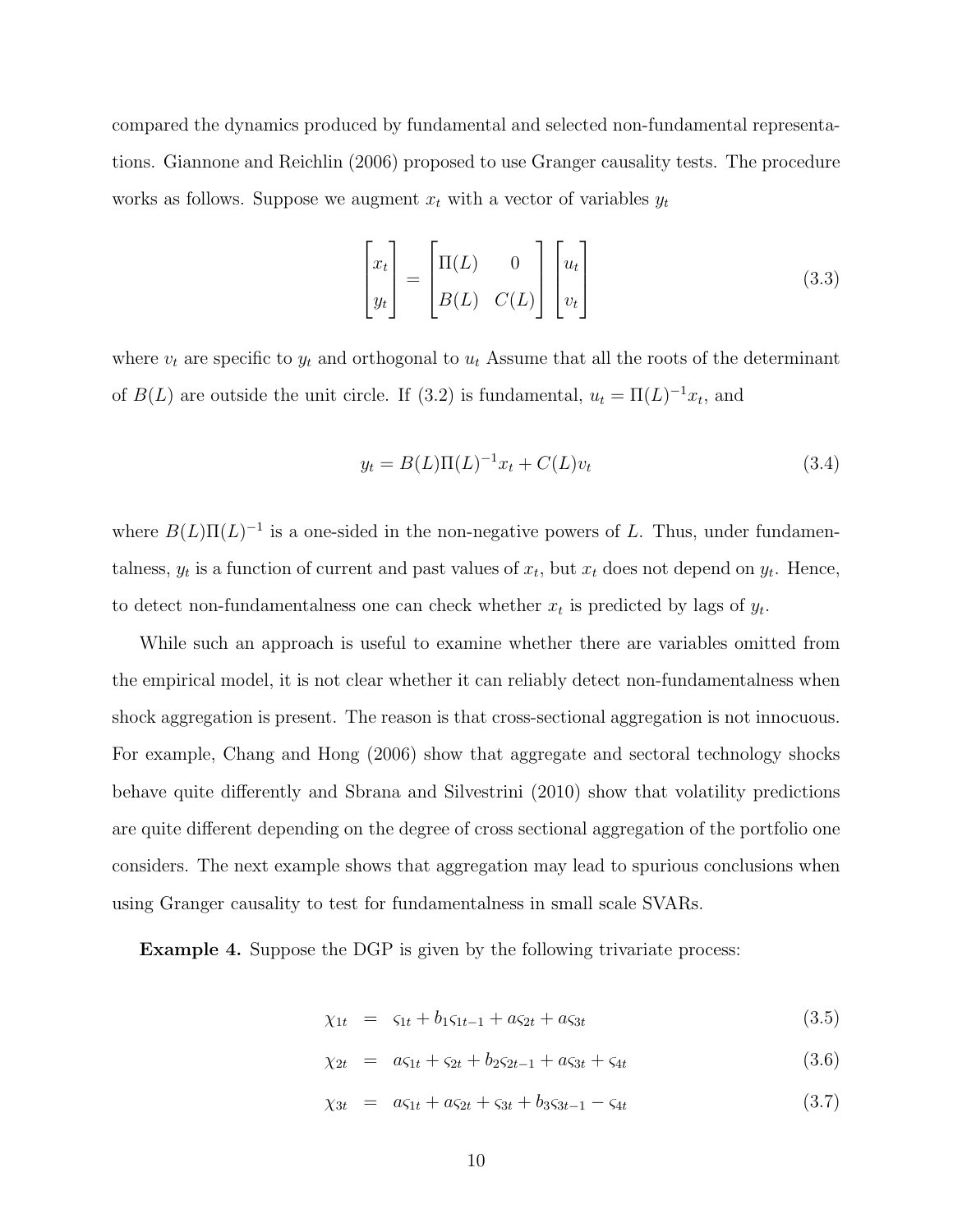compared the dynamics produced by fundamental and selected non-fundamental representations. Giannone and Reichlin (2006) proposed to use Granger causality tests. The procedure works as follows. Suppose we augment $x_t$ with a vector of variables $y_t$

$$\begin{bmatrix} x_t \\ y_t \end{bmatrix} = \begin{bmatrix} \Pi(L) & 0 \\ B(L) & C(L) \end{bmatrix} \begin{bmatrix} u_t \\ v_t \end{bmatrix} \tag{3.3}$$

where $v_t$ are specific to $y_t$ and orthogonal to $u_t$ Assume that all the roots of the determinant of $B(L)$ are outside the unit circle. If (3.2) is fundamental, $u_t = \Pi(L)^{-1}x_t$, and

$$y_t = B(L)\Pi(L)^{-1}x_t + C(L)v_t \tag{3.4}$$

where $B(L)\Pi(L)^{-1}$ is a one-sided in the non-negative powers of $L$. Thus, under fundamentalness, $y_t$ is a function of current and past values of $x_t$, but $x_t$ does not depend on $y_t$. Hence, to detect non-fundamentalness one can check whether $x_t$ is predicted by lags of $y_t$.

While such an approach is useful to examine whether there are variables omitted from the empirical model, it is not clear whether it can reliably detect non-fundamentalness when shock aggregation is present. The reason is that cross-sectional aggregation is not innocuous. For example, Chang and Hong (2006) show that aggregate and sectoral technology shocks behave quite differently and Sbrana and Silvestrini (2010) show that volatility predictions are quite different depending on the degree of cross sectional aggregation of the portfolio one considers. The next example shows that aggregation may lead to spurious conclusions when using Granger causality to test for fundamentalness in small scale SVARs.

**Example 4.** Suppose the DGP is given by the following trivariate process:

$$\chi_{1t} = \varsigma_{1t} + b_1\varsigma_{1t-1} + a\varsigma_{2t} + a\varsigma_{3t} \tag{3.5}$$

$$\chi_{2t} = a\varsigma_{1t} + \varsigma_{2t} + b_2\varsigma_{2t-1} + a\varsigma_{3t} + \varsigma_{4t} \tag{3.6}$$

$$\chi_{3t} = a\varsigma_{1t} + a\varsigma_{2t} + \varsigma_{3t} + b_3\varsigma_{3t-1} - \varsigma_{4t} \tag{3.7}$$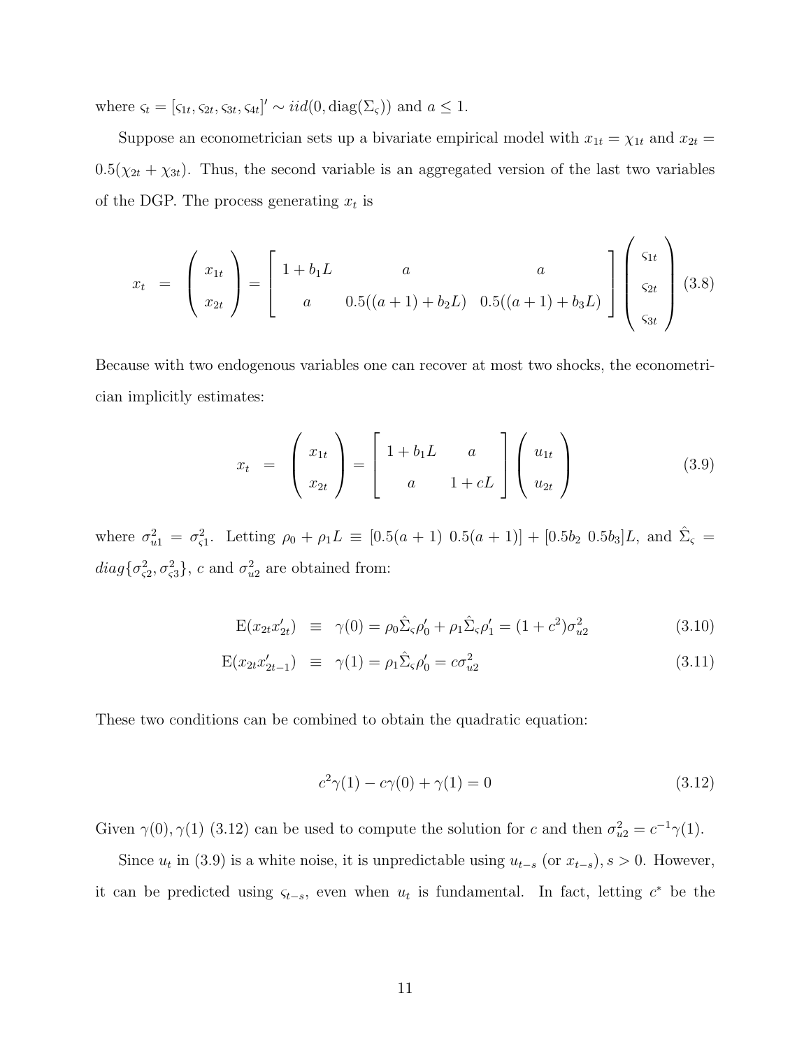where $\varsigma_t = [\varsigma_{1t}, \varsigma_{2t}, \varsigma_{3t}, \varsigma_{4t}]' \sim iid(0, \text{diag}(\Sigma_\varsigma))$ and $a \leq 1$.

Suppose an econometrician sets up a bivariate empirical model with $x_{1t} = \chi_{1t}$ and $x_{2t} = 0.5(\chi_{2t} + \chi_{3t})$. Thus, the second variable is an aggregated version of the last two variables of the DGP. The process generating $x_t$ is

$$x_t = \begin{pmatrix} x_{1t} \\ x_{2t} \end{pmatrix} = \begin{bmatrix} 1 + b_1 L & a & a \\ a & 0.5((a+1) + b_2 L) & 0.5((a+1) + b_3 L) \end{bmatrix} \begin{pmatrix} \varsigma_{1t} \\ \varsigma_{2t} \\ \varsigma_{3t} \end{pmatrix} \quad (3.8)$$

Because with two endogenous variables one can recover at most two shocks, the econometrician implicitly estimates:

$$x_t = \begin{pmatrix} x_{1t} \\ x_{2t} \end{pmatrix} = \begin{bmatrix} 1 + b_1 L & a \\ a & 1 + cL \end{bmatrix} \begin{pmatrix} u_{1t} \\ u_{2t} \end{pmatrix} \quad (3.9)$$

where $\sigma_{u1}^2 = \sigma_{\varsigma 1}^2$. Letting $\rho_0 + \rho_1 L \equiv [0.5(a+1) \;\; 0.5(a+1)] + [0.5b_2 \;\; 0.5b_3]L$, and $\hat{\Sigma}_\varsigma = diag\{\sigma_{\varsigma 2}^2, \sigma_{\varsigma 3}^2\}$, $c$ and $\sigma_{u2}^2$ are obtained from:

$$\text{E}(x_{2t} x_{2t}') \equiv \gamma(0) = \rho_0 \hat{\Sigma}_\varsigma \rho_0' + \rho_1 \hat{\Sigma}_\varsigma \rho_1' = (1 + c^2)\sigma_{u2}^2 \quad (3.10)$$

$$\text{E}(x_{2t} x_{2t-1}') \equiv \gamma(1) = \rho_1 \hat{\Sigma}_\varsigma \rho_0' = c\sigma_{u2}^2 \quad (3.11)$$

These two conditions can be combined to obtain the quadratic equation:

$$c^2 \gamma(1) - c\gamma(0) + \gamma(1) = 0 \quad (3.12)$$

Given $\gamma(0), \gamma(1)$ (3.12) can be used to compute the solution for $c$ and then $\sigma_{u2}^2 = c^{-1}\gamma(1)$.

Since $u_t$ in (3.9) is a white noise, it is unpredictable using $u_{t-s}$ (or $x_{t-s}$), $s > 0$. However, it can be predicted using $\varsigma_{t-s}$, even when $u_t$ is fundamental. In fact, letting $c^*$ be the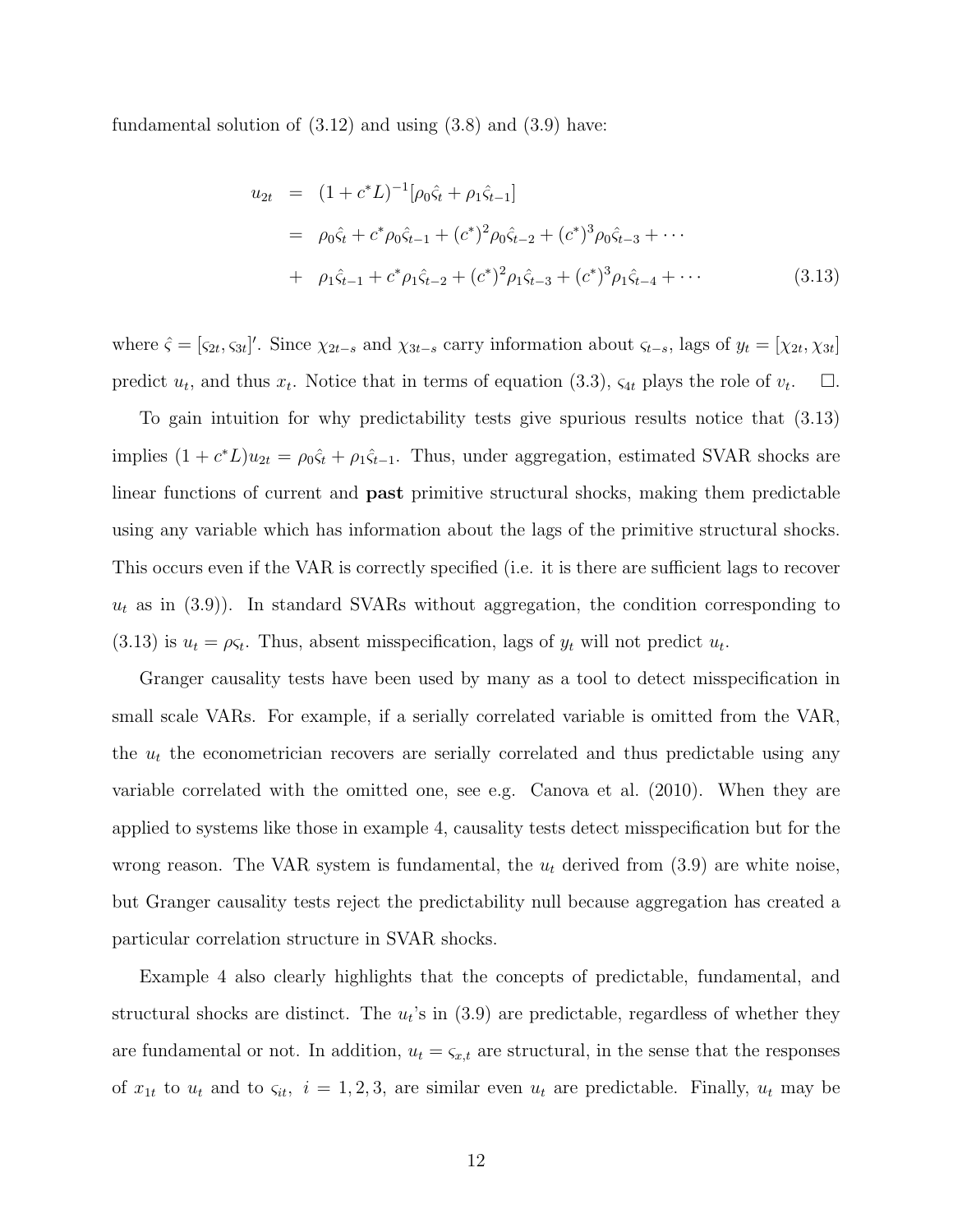fundamental solution of (3.12) and using (3.8) and (3.9) have:

$$
\begin{aligned}
u_{2t} &= (1 + c^* L)^{-1}[\rho_0 \hat{\varsigma}_t + \rho_1 \hat{\varsigma}_{t-1}] \\
&= \rho_0 \hat{\varsigma}_t + c^* \rho_0 \hat{\varsigma}_{t-1} + (c^*)^2 \rho_0 \hat{\varsigma}_{t-2} + (c^*)^3 \rho_0 \hat{\varsigma}_{t-3} + \cdots \\
&+ \rho_1 \hat{\varsigma}_{t-1} + c^* \rho_1 \hat{\varsigma}_{t-2} + (c^*)^2 \rho_1 \hat{\varsigma}_{t-3} + (c^*)^3 \rho_1 \hat{\varsigma}_{t-4} + \cdots
\end{aligned}
\tag{3.13}
$$

where $\hat{\varsigma} = [\varsigma_{2t}, \varsigma_{3t}]'$. Since $\chi_{2t-s}$ and $\chi_{3t-s}$ carry information about $\varsigma_{t-s}$, lags of $y_t = [\chi_{2t}, \chi_{3t}]$ predict $u_t$, and thus $x_t$. Notice that in terms of equation (3.3), $\varsigma_{4t}$ plays the role of $v_t$. $\square$.

To gain intuition for why predictability tests give spurious results notice that (3.13) implies $(1 + c^* L)u_{2t} = \rho_0 \hat{\varsigma}_t + \rho_1 \hat{\varsigma}_{t-1}$. Thus, under aggregation, estimated SVAR shocks are linear functions of current and **past** primitive structural shocks, making them predictable using any variable which has information about the lags of the primitive structural shocks. This occurs even if the VAR is correctly specified (i.e. it is there are sufficient lags to recover $u_t$ as in (3.9)). In standard SVARs without aggregation, the condition corresponding to (3.13) is $u_t = \rho \varsigma_t$. Thus, absent misspecification, lags of $y_t$ will not predict $u_t$.

Granger causality tests have been used by many as a tool to detect misspecification in small scale VARs. For example, if a serially correlated variable is omitted from the VAR, the $u_t$ the econometrician recovers are serially correlated and thus predictable using any variable correlated with the omitted one, see e.g. Canova et al. (2010). When they are applied to systems like those in example 4, causality tests detect misspecification but for the wrong reason. The VAR system is fundamental, the $u_t$ derived from (3.9) are white noise, but Granger causality tests reject the predictability null because aggregation has created a particular correlation structure in SVAR shocks.

Example 4 also clearly highlights that the concepts of predictable, fundamental, and structural shocks are distinct. The $u_t$'s in (3.9) are predictable, regardless of whether they are fundamental or not. In addition, $u_t = \varsigma_{x,t}$ are structural, in the sense that the responses of $x_{1t}$ to $u_t$ and to $\varsigma_{it}$, $i = 1, 2, 3$, are similar even $u_t$ are predictable. Finally, $u_t$ may be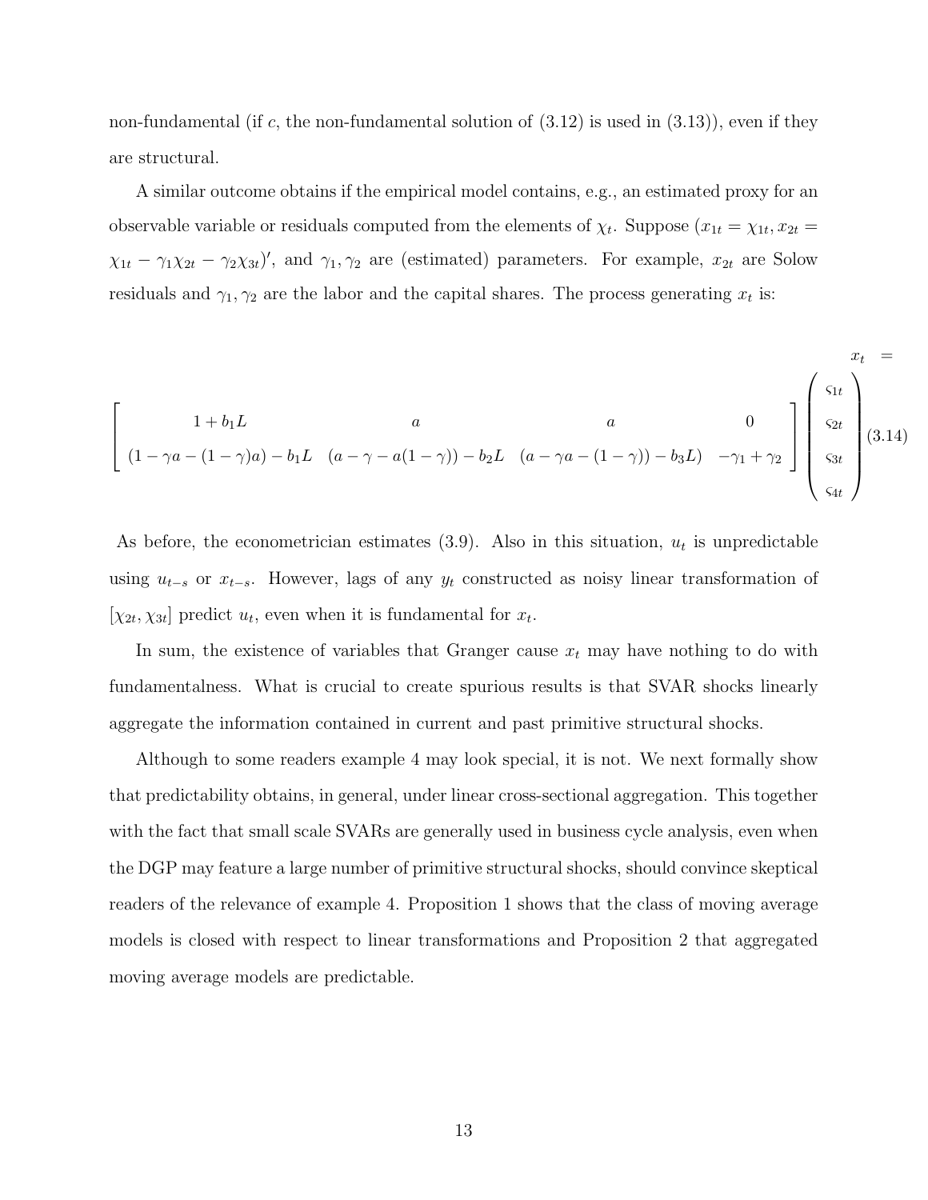non-fundamental (if $c$, the non-fundamental solution of (3.12) is used in (3.13)), even if they are structural.

A similar outcome obtains if the empirical model contains, e.g., an estimated proxy for an observable variable or residuals computed from the elements of $\chi_t$. Suppose $(x_{1t} = \chi_{1t}, x_{2t} = \chi_{1t} - \gamma_1 \chi_{2t} - \gamma_2 \chi_{3t})'$, and $\gamma_1, \gamma_2$ are (estimated) parameters. For example, $x_{2t}$ are Solow residuals and $\gamma_1, \gamma_2$ are the labor and the capital shares. The process generating $x_t$ is:

$$x_t = \begin{bmatrix} 1 + b_1 L & a & a & 0 \\ (1 - \gamma a - (1-\gamma)a) - b_1 L & (a - \gamma - a(1-\gamma)) - b_2 L & (a - \gamma a - (1-\gamma)) - b_3 L) & -\gamma_1 + \gamma_2 \end{bmatrix} \begin{pmatrix} \varsigma_{1t} \\ \varsigma_{2t} \\ \varsigma_{3t} \\ \varsigma_{4t} \end{pmatrix} \tag{3.14}$$

As before, the econometrician estimates (3.9). Also in this situation, $u_t$ is unpredictable using $u_{t-s}$ or $x_{t-s}$. However, lags of any $y_t$ constructed as noisy linear transformation of $[\chi_{2t}, \chi_{3t}]$ predict $u_t$, even when it is fundamental for $x_t$.

In sum, the existence of variables that Granger cause $x_t$ may have nothing to do with fundamentalness. What is crucial to create spurious results is that SVAR shocks linearly aggregate the information contained in current and past primitive structural shocks.

Although to some readers example 4 may look special, it is not. We next formally show that predictability obtains, in general, under linear cross-sectional aggregation. This together with the fact that small scale SVARs are generally used in business cycle analysis, even when the DGP may feature a large number of primitive structural shocks, should convince skeptical readers of the relevance of example 4. Proposition 1 shows that the class of moving average models is closed with respect to linear transformations and Proposition 2 that aggregated moving average models are predictable.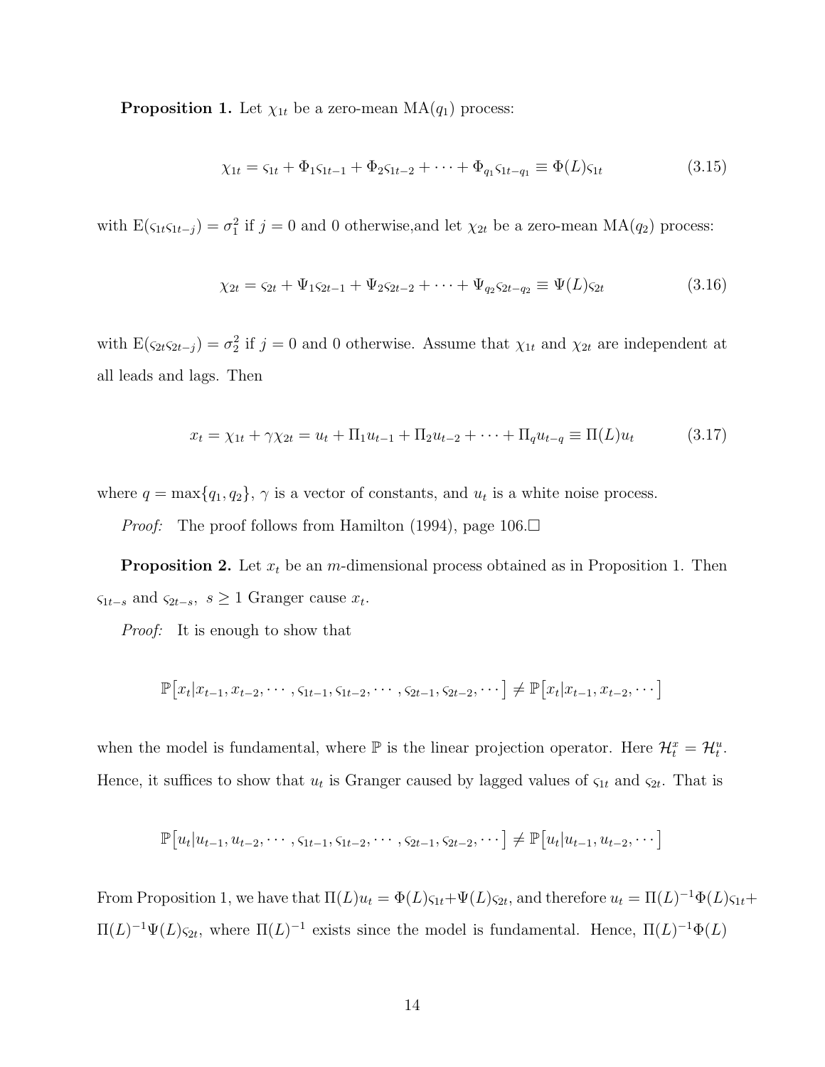**Proposition 1.** Let $\chi_{1t}$ be a zero-mean MA($q_1$) process:

$$\chi_{1t} = \varsigma_{1t} + \Phi_1 \varsigma_{1t-1} + \Phi_2 \varsigma_{1t-2} + \cdots + \Phi_{q_1} \varsigma_{1t-q_1} \equiv \Phi(L)\varsigma_{1t} \tag{3.15}$$

with $\mathrm{E}(\varsigma_{1t}\varsigma_{1t-j}) = \sigma_1^2$ if $j = 0$ and 0 otherwise,and let $\chi_{2t}$ be a zero-mean MA($q_2$) process:

$$\chi_{2t} = \varsigma_{2t} + \Psi_1 \varsigma_{2t-1} + \Psi_2 \varsigma_{2t-2} + \cdots + \Psi_{q_2} \varsigma_{2t-q_2} \equiv \Psi(L)\varsigma_{2t} \tag{3.16}$$

with $\mathrm{E}(\varsigma_{2t}\varsigma_{2t-j}) = \sigma_2^2$ if $j = 0$ and 0 otherwise. Assume that $\chi_{1t}$ and $\chi_{2t}$ are independent at all leads and lags. Then

$$x_t = \chi_{1t} + \gamma \chi_{2t} = u_t + \Pi_1 u_{t-1} + \Pi_2 u_{t-2} + \cdots + \Pi_q u_{t-q} \equiv \Pi(L) u_t \tag{3.17}$$

where $q = \max\{q_1, q_2\}$, $\gamma$ is a vector of constants, and $u_t$ is a white noise process.

*Proof:* The proof follows from Hamilton (1994), page 106.□

**Proposition 2.** Let $x_t$ be an $m$-dimensional process obtained as in Proposition 1. Then $\varsigma_{1t-s}$ and $\varsigma_{2t-s}$, $s \geq 1$ Granger cause $x_t$.

*Proof:* It is enough to show that

$$\mathbb{P}\big[x_t | x_{t-1}, x_{t-2}, \cdots, \varsigma_{1t-1}, \varsigma_{1t-2}, \cdots, \varsigma_{2t-1}, \varsigma_{2t-2}, \cdots\big] \neq \mathbb{P}\big[x_t | x_{t-1}, x_{t-2}, \cdots\big]$$

when the model is fundamental, where $\mathbb{P}$ is the linear projection operator. Here $\mathcal{H}_t^x = \mathcal{H}_t^u$. Hence, it suffices to show that $u_t$ is Granger caused by lagged values of $\varsigma_{1t}$ and $\varsigma_{2t}$. That is

$$\mathbb{P}\big[u_t | u_{t-1}, u_{t-2}, \cdots, \varsigma_{1t-1}, \varsigma_{1t-2}, \cdots, \varsigma_{2t-1}, \varsigma_{2t-2}, \cdots\big] \neq \mathbb{P}\big[u_t | u_{t-1}, u_{t-2}, \cdots\big]$$

From Proposition 1, we have that $\Pi(L)u_t = \Phi(L)\varsigma_{1t} + \Psi(L)\varsigma_{2t}$, and therefore $u_t = \Pi(L)^{-1}\Phi(L)\varsigma_{1t} + \Pi(L)^{-1}\Psi(L)\varsigma_{2t}$, where $\Pi(L)^{-1}$ exists since the model is fundamental. Hence, $\Pi(L)^{-1}\Phi(L)$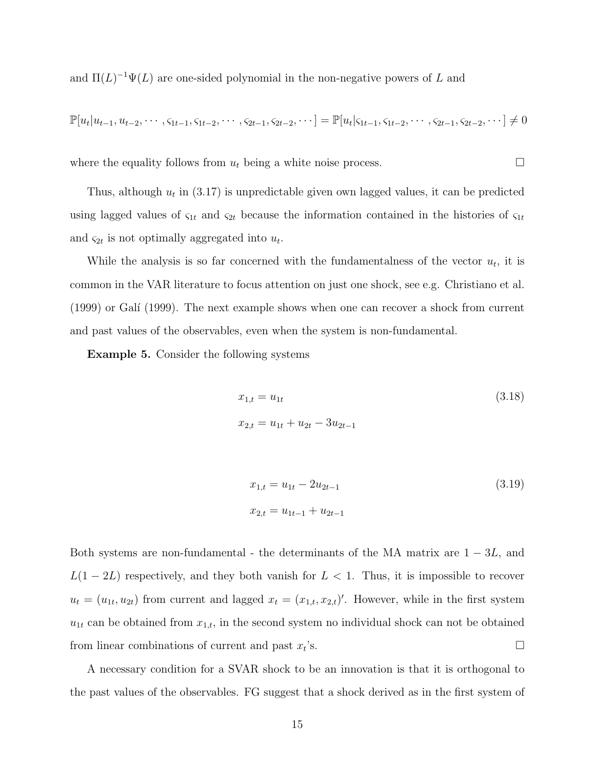and $\Pi(L)^{-1}\Psi(L)$ are one-sided polynomial in the non-negative powers of $L$ and

$$\mathbb{P}[u_t|u_{t-1}, u_{t-2}, \cdots, \varsigma_{1t-1}, \varsigma_{1t-2}, \cdots, \varsigma_{2t-1}, \varsigma_{2t-2}, \cdots] = \mathbb{P}[u_t|\varsigma_{1t-1}, \varsigma_{1t-2}, \cdots, \varsigma_{2t-1}, \varsigma_{2t-2}, \cdots] \neq 0$$

where the equality follows from $u_t$ being a white noise process. □

Thus, although $u_t$ in (3.17) is unpredictable given own lagged values, it can be predicted using lagged values of $\varsigma_{1t}$ and $\varsigma_{2t}$ because the information contained in the histories of $\varsigma_{1t}$ and $\varsigma_{2t}$ is not optimally aggregated into $u_t$.

While the analysis is so far concerned with the fundamentalness of the vector $u_t$, it is common in the VAR literature to focus attention on just one shock, see e.g. Christiano et al. (1999) or Galí (1999). The next example shows when one can recover a shock from current and past values of the observables, even when the system is non-fundamental.

**Example 5.** Consider the following systems

$$\begin{aligned} x_{1,t} &= u_{1t} \\ x_{2,t} &= u_{1t} + u_{2t} - 3u_{2t-1} \end{aligned} \tag{3.18}$$

$$\begin{aligned} x_{1,t} &= u_{1t} - 2u_{2t-1} \\ x_{2,t} &= u_{1t-1} + u_{2t-1} \end{aligned} \tag{3.19}$$

Both systems are non-fundamental - the determinants of the MA matrix are $1 - 3L$, and $L(1 - 2L)$ respectively, and they both vanish for $L < 1$. Thus, it is impossible to recover $u_t = (u_{1t}, u_{2t})$ from current and lagged $x_t = (x_{1,t}, x_{2,t})'$. However, while in the first system $u_{1t}$ can be obtained from $x_{1,t}$, in the second system no individual shock can not be obtained from linear combinations of current and past $x_t$'s. □

A necessary condition for a SVAR shock to be an innovation is that it is orthogonal to the past values of the observables. FG suggest that a shock derived as in the first system of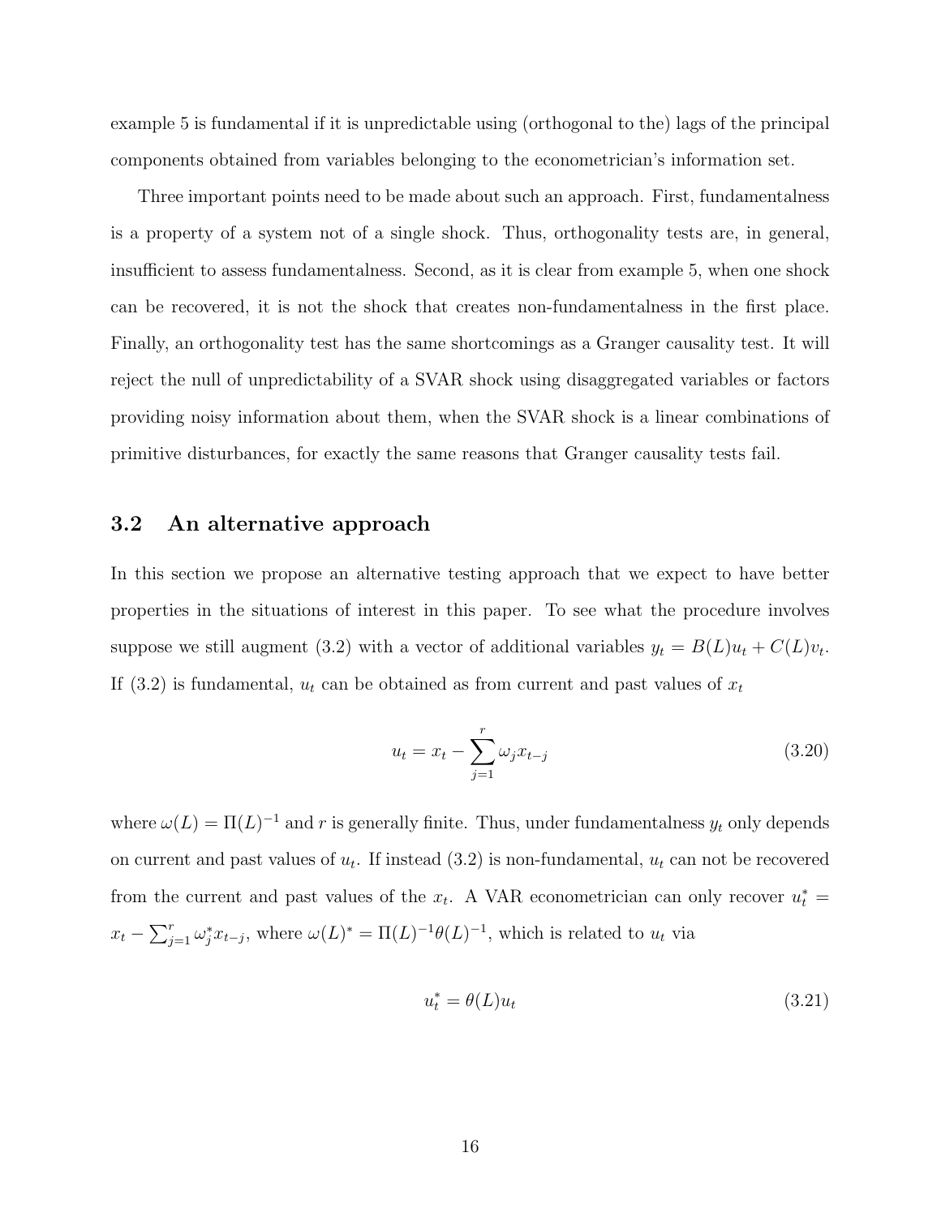example 5 is fundamental if it is unpredictable using (orthogonal to the) lags of the principal components obtained from variables belonging to the econometrician's information set.

Three important points need to be made about such an approach. First, fundamentalness is a property of a system not of a single shock. Thus, orthogonality tests are, in general, insufficient to assess fundamentalness. Second, as it is clear from example 5, when one shock can be recovered, it is not the shock that creates non-fundamentalness in the first place. Finally, an orthogonality test has the same shortcomings as a Granger causality test. It will reject the null of unpredictability of a SVAR shock using disaggregated variables or factors providing noisy information about them, when the SVAR shock is a linear combinations of primitive disturbances, for exactly the same reasons that Granger causality tests fail.

## 3.2 An alternative approach

In this section we propose an alternative testing approach that we expect to have better properties in the situations of interest in this paper. To see what the procedure involves suppose we still augment (3.2) with a vector of additional variables $y_t = B(L)u_t + C(L)v_t$. If (3.2) is fundamental, $u_t$ can be obtained as from current and past values of $x_t$

$$u_t = x_t - \sum_{j=1}^{r} \omega_j x_{t-j} \tag{3.20}$$

where $\omega(L) = \Pi(L)^{-1}$ and $r$ is generally finite. Thus, under fundamentalness $y_t$ only depends on current and past values of $u_t$. If instead (3.2) is non-fundamental, $u_t$ can not be recovered from the current and past values of the $x_t$. A VAR econometrician can only recover $u_t^* = x_t - \sum_{j=1}^{r} \omega_j^* x_{t-j}$, where $\omega(L)^* = \Pi(L)^{-1}\theta(L)^{-1}$, which is related to $u_t$ via

$$u_t^* = \theta(L)u_t \tag{3.21}$$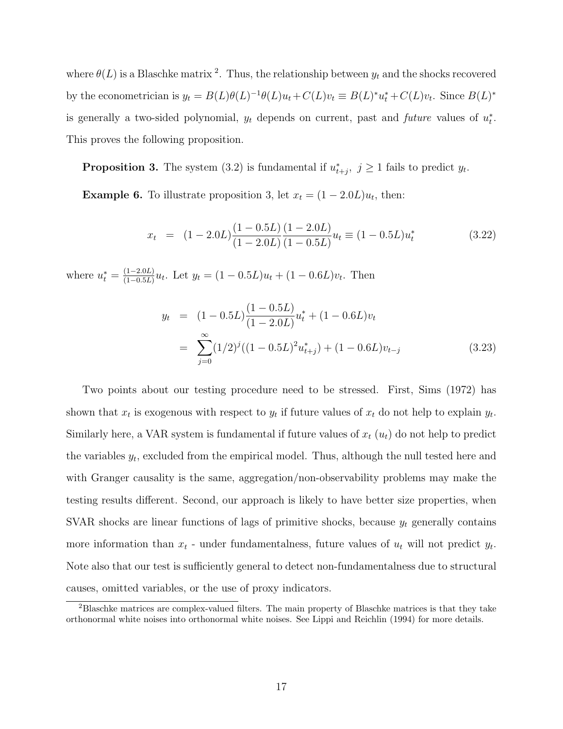where $\theta(L)$ is a Blaschke matrix [2]. Thus, the relationship between $y_t$ and the shocks recovered by the econometrician is $y_t = B(L)\theta(L)^{-1}\theta(L)u_t + C(L)v_t \equiv B(L)^* u_t^* + C(L)v_t$. Since $B(L)^*$ is generally a two-sided polynomial, $y_t$ depends on current, past and *future* values of $u_t^*$. This proves the following proposition.

**Proposition 3.** The system (3.2) is fundamental if $u_{t+j}^*$, $j \geq 1$ fails to predict $y_t$.

**Example 6.** To illustrate proposition 3, let $x_t = (1 - 2.0L)u_t$, then:

$$x_t \;\; = \;\; (1 - 2.0L)\frac{(1 - 0.5L)}{(1 - 2.0L)}\frac{(1 - 2.0L)}{(1 - 0.5L)}u_t \equiv (1 - 0.5L)u_t^* \tag{3.22}$$

where $u_t^* = \frac{(1-2.0L)}{(1-0.5L)}u_t$. Let $y_t = (1 - 0.5L)u_t + (1 - 0.6L)v_t$. Then

$$\begin{aligned} y_t &= (1 - 0.5L)\frac{(1 - 0.5L)}{(1 - 2.0L)}u_t^* + (1 - 0.6L)v_t \\ &= \sum_{j=0}^{\infty}(1/2)^j((1 - 0.5L)^2 u_{t+j}^*) + (1 - 0.6L)v_{t-j} \end{aligned} \tag{3.23}$$

Two points about our testing procedure need to be stressed. First, Sims (1972) has shown that $x_t$ is exogenous with respect to $y_t$ if future values of $x_t$ do not help to explain $y_t$. Similarly here, a VAR system is fundamental if future values of $x_t$ ($u_t$) do not help to predict the variables $y_t$, excluded from the empirical model. Thus, although the null tested here and with Granger causality is the same, aggregation/non-observability problems may make the testing results different. Second, our approach is likely to have better size properties, when SVAR shocks are linear functions of lags of primitive shocks, because $y_t$ generally contains more information than $x_t$ - under fundamentalness, future values of $u_t$ will not predict $y_t$. Note also that our test is sufficiently general to detect non-fundamentalness due to structural causes, omitted variables, or the use of proxy indicators.

[2] Blaschke matrices are complex-valued filters. The main property of Blaschke matrices is that they take orthonormal white noises into orthonormal white noises. See Lippi and Reichlin (1994) for more details.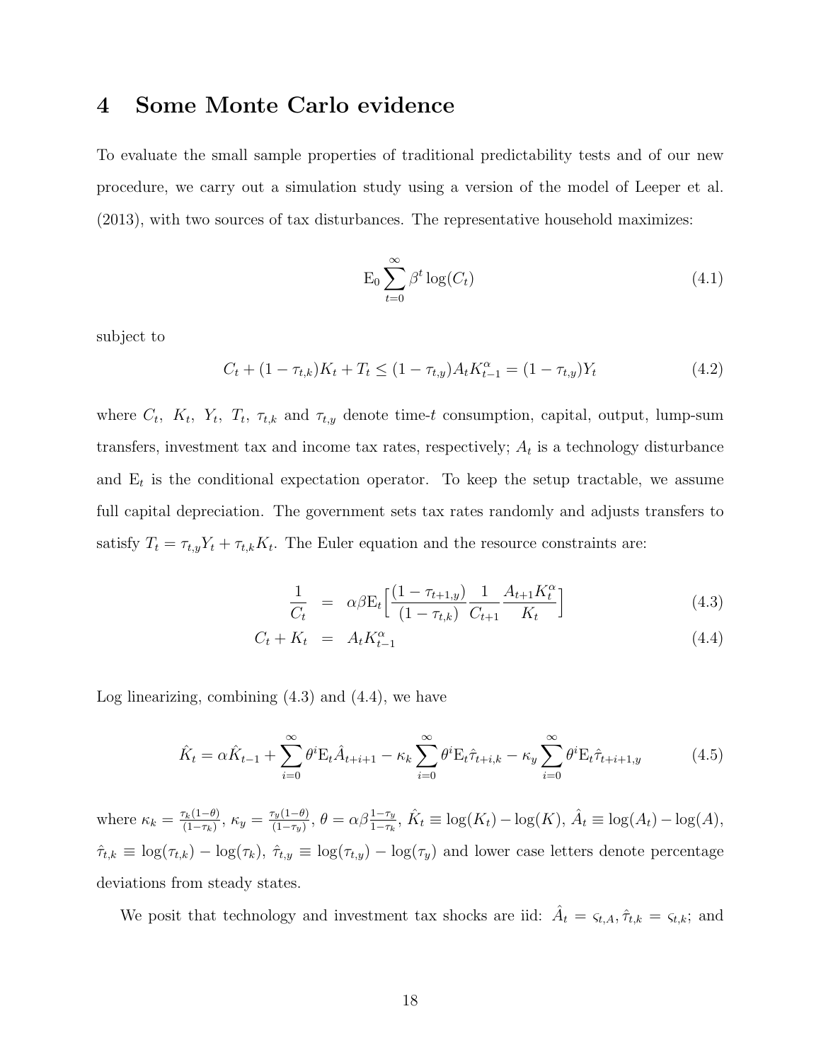# 4 Some Monte Carlo evidence

To evaluate the small sample properties of traditional predictability tests and of our new procedure, we carry out a simulation study using a version of the model of Leeper et al. (2013), with two sources of tax disturbances. The representative household maximizes:

$$\mathrm{E}_0 \sum_{t=0}^{\infty} \beta^t \log(C_t) \tag{4.1}$$

subject to

$$C_t + (1-\tau_{t,k})K_t + T_t \leq (1-\tau_{t,y})A_t K_{t-1}^{\alpha} = (1-\tau_{t,y})Y_t \tag{4.2}$$

where $C_t$, $K_t$, $Y_t$, $T_t$, $\tau_{t,k}$ and $\tau_{t,y}$ denote time-$t$ consumption, capital, output, lump-sum transfers, investment tax and income tax rates, respectively; $A_t$ is a technology disturbance and $\mathrm{E}_t$ is the conditional expectation operator. To keep the setup tractable, we assume full capital depreciation. The government sets tax rates randomly and adjusts transfers to satisfy $T_t = \tau_{t,y}Y_t + \tau_{t,k}K_t$. The Euler equation and the resource constraints are:

$$\begin{aligned} \frac{1}{C_t} &= \alpha\beta \mathrm{E}_t \Big[ \frac{(1-\tau_{t+1,y})}{(1-\tau_{t,k})} \frac{1}{C_{t+1}} \frac{A_{t+1}K_t^{\alpha}}{K_t} \Big] & (4.3) \\ C_t + K_t &= A_t K_{t-1}^{\alpha} & (4.4) \end{aligned}$$

Log linearizing, combining (4.3) and (4.4), we have

$$\hat{K}_t = \alpha \hat{K}_{t-1} + \sum_{i=0}^{\infty} \theta^i \mathrm{E}_t \hat{A}_{t+i+1} - \kappa_k \sum_{i=0}^{\infty} \theta^i \mathrm{E}_t \hat{\tau}_{t+i,k} - \kappa_y \sum_{i=0}^{\infty} \theta^i \mathrm{E}_t \hat{\tau}_{t+i+1,y} \tag{4.5}$$

where $\kappa_k = \frac{\tau_k(1-\theta)}{(1-\tau_k)}$, $\kappa_y = \frac{\tau_y(1-\theta)}{(1-\tau_y)}$, $\theta = \alpha\beta\frac{1-\tau_y}{1-\tau_k}$, $\hat{K}_t \equiv \log(K_t) - \log(K)$, $\hat{A}_t \equiv \log(A_t) - \log(A)$, $\hat{\tau}_{t,k} \equiv \log(\tau_{t,k}) - \log(\tau_k)$, $\hat{\tau}_{t,y} \equiv \log(\tau_{t,y}) - \log(\tau_y)$ and lower case letters denote percentage deviations from steady states.

We posit that technology and investment tax shocks are iid: $\hat{A}_t = \varsigma_{t,A}, \hat{\tau}_{t,k} = \varsigma_{t,k}$; and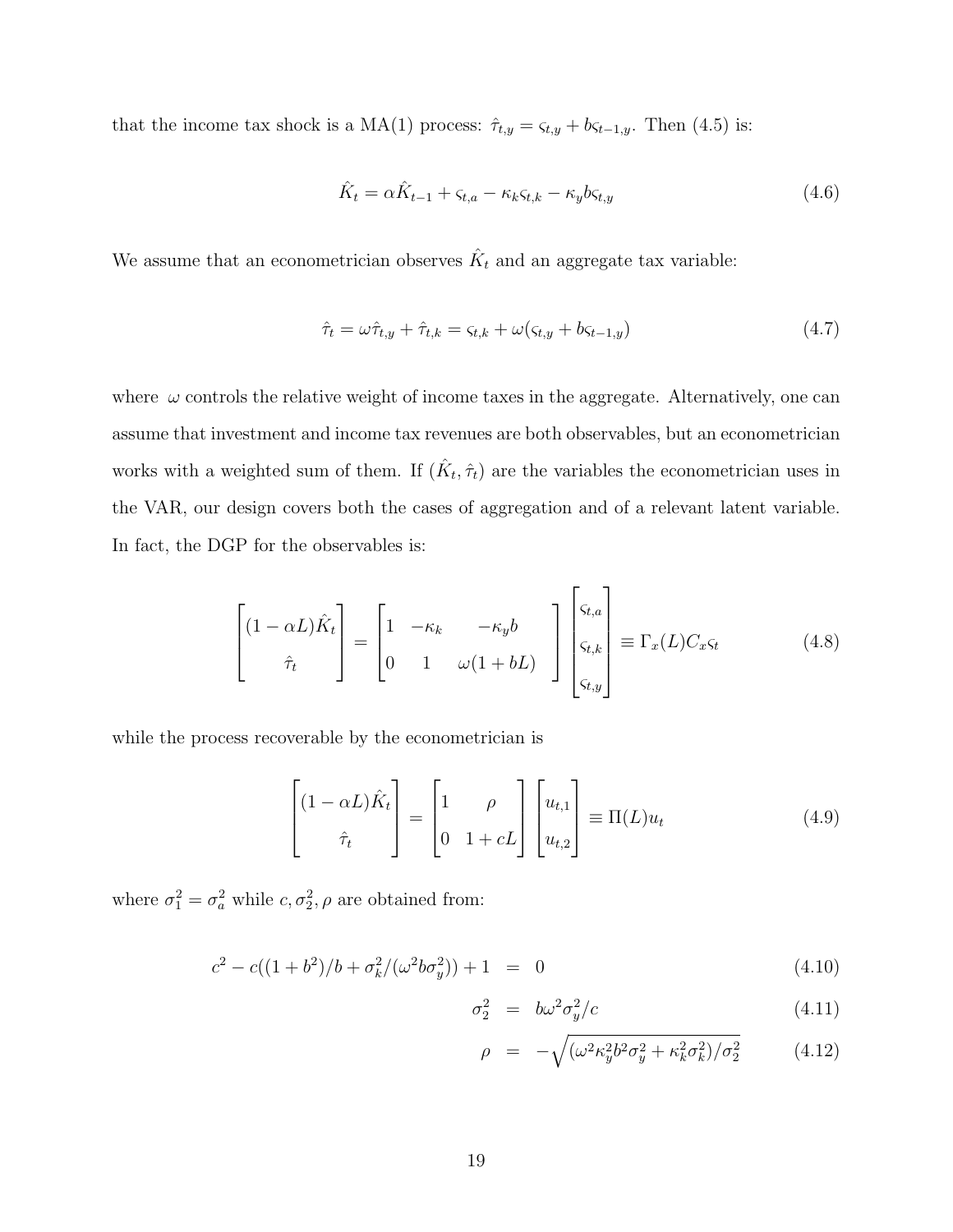that the income tax shock is a MA(1) process: $\hat{\tau}_{t,y} = \varsigma_{t,y} + b\varsigma_{t-1,y}$. Then (4.5) is:

$$\hat{K}_t = \alpha \hat{K}_{t-1} + \varsigma_{t,a} - \kappa_k \varsigma_{t,k} - \kappa_y b \varsigma_{t,y} \tag{4.6}$$

We assume that an econometrician observes $\hat{K}_t$ and an aggregate tax variable:

$$\hat{\tau}_t = \omega \hat{\tau}_{t,y} + \hat{\tau}_{t,k} = \varsigma_{t,k} + \omega(\varsigma_{t,y} + b\varsigma_{t-1,y}) \tag{4.7}$$

where $\omega$ controls the relative weight of income taxes in the aggregate. Alternatively, one can assume that investment and income tax revenues are both observables, but an econometrician works with a weighted sum of them. If $(\hat{K}_t, \hat{\tau}_t)$ are the variables the econometrician uses in the VAR, our design covers both the cases of aggregation and of a relevant latent variable. In fact, the DGP for the observables is:

$$\begin{bmatrix} (1-\alpha L)\hat{K}_t \\ \hat{\tau}_t \end{bmatrix} = \begin{bmatrix} 1 & -\kappa_k & -\kappa_y b \\ 0 & 1 & \omega(1+bL) \end{bmatrix} \begin{bmatrix} \varsigma_{t,a} \\ \varsigma_{t,k} \\ \varsigma_{t,y} \end{bmatrix} \equiv \Gamma_x(L) C_x \varsigma_t \tag{4.8}$$

while the process recoverable by the econometrician is

$$\begin{bmatrix} (1-\alpha L)\hat{K}_t \\ \hat{\tau}_t \end{bmatrix} = \begin{bmatrix} 1 & \rho \\ 0 & 1+cL \end{bmatrix} \begin{bmatrix} u_{t,1} \\ u_{t,2} \end{bmatrix} \equiv \Pi(L) u_t \tag{4.9}$$

where $\sigma_1^2 = \sigma_a^2$ while $c, \sigma_2^2, \rho$ are obtained from:

$$c^2 - c((1+b^2)/b + \sigma_k^2/(\omega^2 b \sigma_y^2)) + 1 = 0 \tag{4.10}$$

$$\sigma_2^2 = b\omega^2\sigma_y^2/c \tag{4.11}$$

$$\rho = -\sqrt{(\omega^2\kappa_y^2 b^2 \sigma_y^2 + \kappa_k^2 \sigma_k^2)/\sigma_2^2} \tag{4.12}$$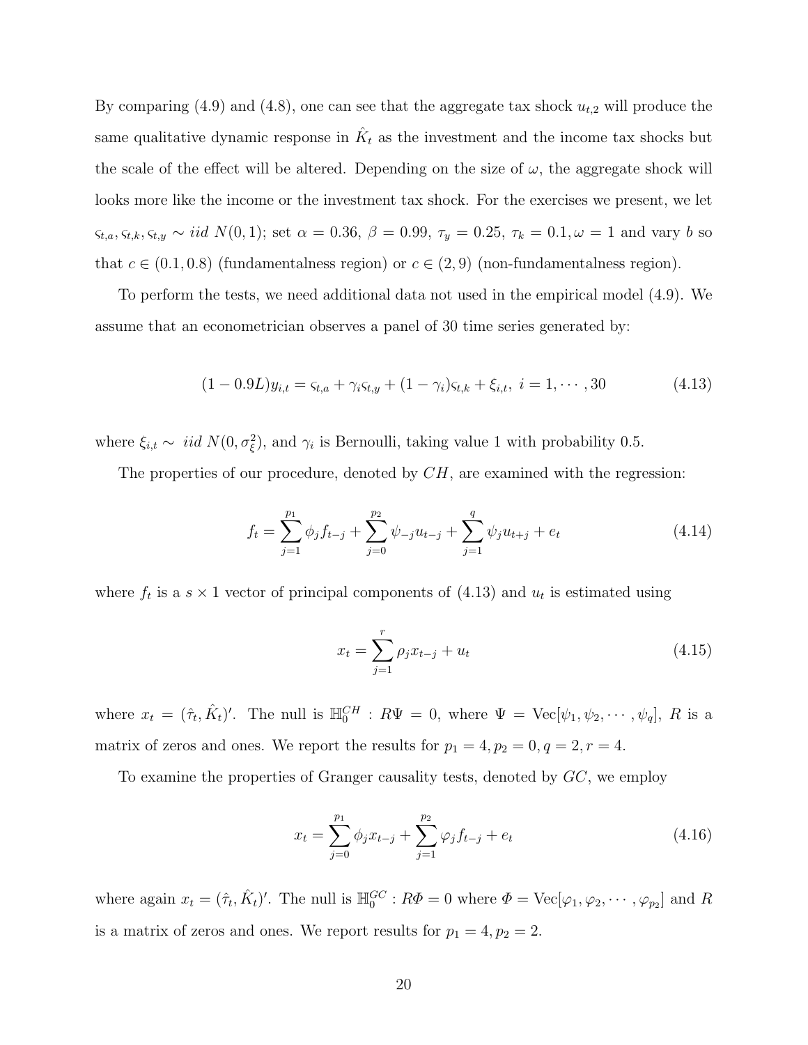By comparing (4.9) and (4.8), one can see that the aggregate tax shock $u_{t,2}$ will produce the same qualitative dynamic response in $\hat{K}_t$ as the investment and the income tax shocks but the scale of the effect will be altered. Depending on the size of $\omega$, the aggregate shock will looks more like the income or the investment tax shock. For the exercises we present, we let $\varsigma_{t,a}, \varsigma_{t,k}, \varsigma_{t,y} \sim iid\ N(0,1)$; set $\alpha = 0.36$, $\beta = 0.99$, $\tau_y = 0.25$, $\tau_k = 0.1, \omega = 1$ and vary $b$ so that $c \in (0.1, 0.8)$ (fundamentalness region) or $c \in (2, 9)$ (non-fundamentalness region).

To perform the tests, we need additional data not used in the empirical model (4.9). We assume that an econometrician observes a panel of 30 time series generated by:

$$(1 - 0.9L)y_{i,t} = \varsigma_{t,a} + \gamma_i \varsigma_{t,y} + (1 - \gamma_i)\varsigma_{t,k} + \xi_{i,t}, \ i = 1, \cdots, 30 \tag{4.13}$$

where $\xi_{i,t} \sim\ iid\ N(0, \sigma_\xi^2)$, and $\gamma_i$ is Bernoulli, taking value 1 with probability 0.5.

The properties of our procedure, denoted by $CH$, are examined with the regression:

$$f_t = \sum_{j=1}^{p_1} \phi_j f_{t-j} + \sum_{j=0}^{p_2} \psi_{-j} u_{t-j} + \sum_{j=1}^{q} \psi_j u_{t+j} + e_t \tag{4.14}$$

where $f_t$ is a $s \times 1$ vector of principal components of (4.13) and $u_t$ is estimated using

$$x_t = \sum_{j=1}^{r} \rho_j x_{t-j} + u_t \tag{4.15}$$

where $x_t = (\hat{\tau}_t, \hat{K}_t)'$. The null is $\mathbb{H}_0^{CH} : R\Psi = 0$, where $\Psi = \text{Vec}[\psi_1, \psi_2, \cdots, \psi_q]$, $R$ is a matrix of zeros and ones. We report the results for $p_1 = 4, p_2 = 0, q = 2, r = 4$.

To examine the properties of Granger causality tests, denoted by $GC$, we employ

$$x_t = \sum_{j=0}^{p_1} \phi_j x_{t-j} + \sum_{j=1}^{p_2} \varphi_j f_{t-j} + e_t \tag{4.16}$$

where again $x_t = (\hat{\tau}_t, \hat{K}_t)'$. The null is $\mathbb{H}_0^{GC} : R\Phi = 0$ where $\Phi = \text{Vec}[\varphi_1, \varphi_2, \cdots, \varphi_{p_2}]$ and $R$ is a matrix of zeros and ones. We report results for $p_1 = 4, p_2 = 2$.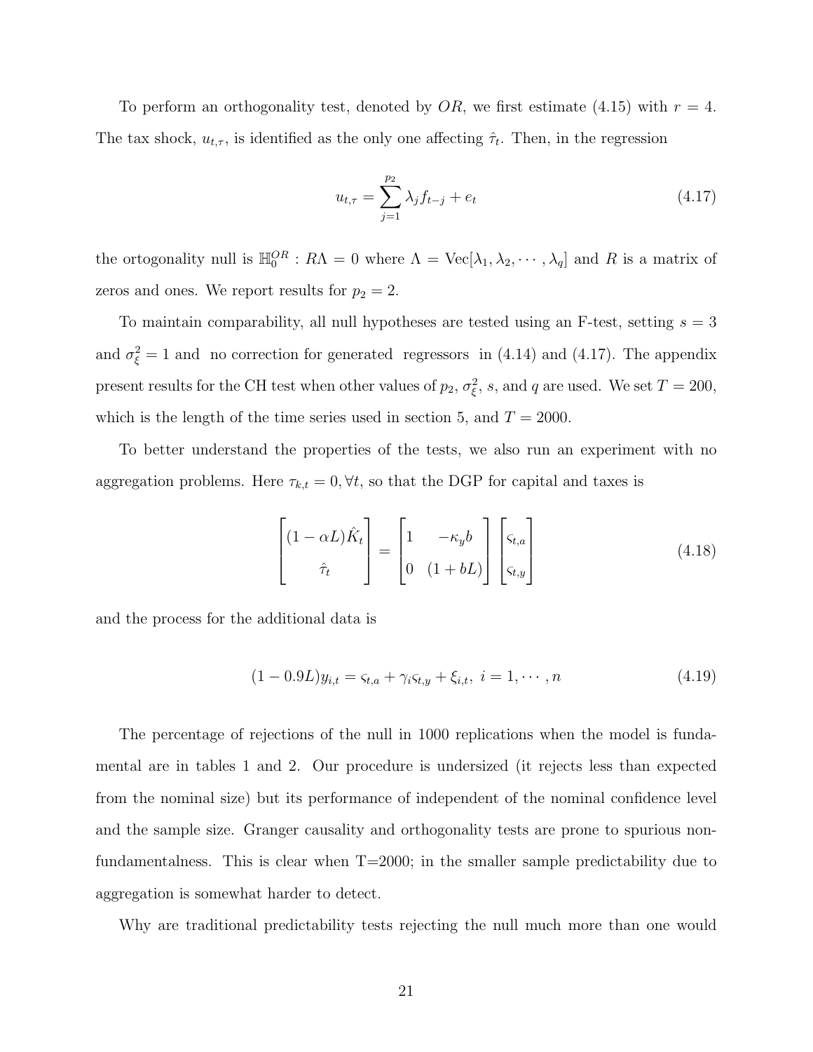To perform an orthogonality test, denoted by $OR$, we first estimate (4.15) with $r = 4$. The tax shock, $u_{t,\tau}$, is identified as the only one affecting $\hat{\tau}_t$. Then, in the regression

$$u_{t,\tau} = \sum_{j=1}^{p_2} \lambda_j f_{t-j} + e_t \tag{4.17}$$

the ortogonality null is $\mathbb{H}_0^{OR} : R\Lambda = 0$ where $\Lambda = \text{Vec}[\lambda_1, \lambda_2, \cdots, \lambda_q]$ and $R$ is a matrix of zeros and ones. We report results for $p_2 = 2$.

To maintain comparability, all null hypotheses are tested using an F-test, setting $s = 3$ and $\sigma_\xi^2 = 1$ and no correction for generated regressors in (4.14) and (4.17). The appendix present results for the CH test when other values of $p_2$, $\sigma_\xi^2$, $s$, and $q$ are used. We set $T = 200$, which is the length of the time series used in section 5, and $T = 2000$.

To better understand the properties of the tests, we also run an experiment with no aggregation problems. Here $\tau_{k,t} = 0, \forall t$, so that the DGP for capital and taxes is

$$\begin{bmatrix} (1-\alpha L)\hat{K}_t \\ \hat{\tau}_t \end{bmatrix} = \begin{bmatrix} 1 & -\kappa_y b \\ 0 & (1+bL) \end{bmatrix} \begin{bmatrix} \varsigma_{t,a} \\ \varsigma_{t,y} \end{bmatrix} \tag{4.18}$$

and the process for the additional data is

$$(1-0.9L)y_{i,t} = \varsigma_{t,a} + \gamma_i \varsigma_{t,y} + \xi_{i,t}, \ i = 1, \cdots, n \tag{4.19}$$

The percentage of rejections of the null in 1000 replications when the model is fundamental are in tables 1 and 2. Our procedure is undersized (it rejects less than expected from the nominal size) but its performance of independent of the nominal confidence level and the sample size. Granger causality and orthogonality tests are prone to spurious non-fundamentalness. This is clear when T=2000; in the smaller sample predictability due to aggregation is somewhat harder to detect.

Why are traditional predictability tests rejecting the null much more than one would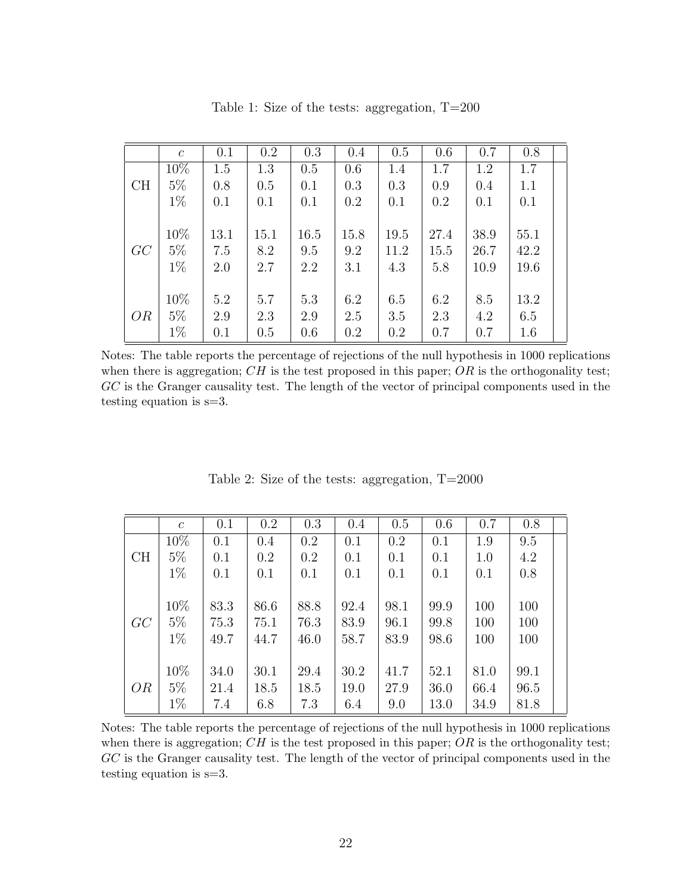Table 1: Size of the tests: aggregation, T=200

| | $c$ | 0.1 | 0.2 | 0.3 | 0.4 | 0.5 | 0.6 | 0.7 | 0.8 |
|---|---|---|---|---|---|---|---|---|---|
| CH | 10% | 1.5 | 1.3 | 0.5 | 0.6 | 1.4 | 1.7 | 1.2 | 1.7 |
| | 5% | 0.8 | 0.5 | 0.1 | 0.3 | 0.3 | 0.9 | 0.4 | 1.1 |
| | 1% | 0.1 | 0.1 | 0.1 | 0.2 | 0.1 | 0.2 | 0.1 | 0.1 |
| $GC$ | 10% | 13.1 | 15.1 | 16.5 | 15.8 | 19.5 | 27.4 | 38.9 | 55.1 |
| | 5% | 7.5 | 8.2 | 9.5 | 9.2 | 11.2 | 15.5 | 26.7 | 42.2 |
| | 1% | 2.0 | 2.7 | 2.2 | 3.1 | 4.3 | 5.8 | 10.9 | 19.6 |
| $OR$ | 10% | 5.2 | 5.7 | 5.3 | 6.2 | 6.5 | 6.2 | 8.5 | 13.2 |
| | 5% | 2.9 | 2.3 | 2.9 | 2.5 | 3.5 | 2.3 | 4.2 | 6.5 |
| | 1% | 0.1 | 0.5 | 0.6 | 0.2 | 0.2 | 0.7 | 0.7 | 1.6 |

Notes: The table reports the percentage of rejections of the null hypothesis in 1000 replications when there is aggregation; $CH$ is the test proposed in this paper; $OR$ is the orthogonality test; $GC$ is the Granger causality test. The length of the vector of principal components used in the testing equation is s=3.

Table 2: Size of the tests: aggregation, T=2000

| | $c$ | 0.1 | 0.2 | 0.3 | 0.4 | 0.5 | 0.6 | 0.7 | 0.8 |
|---|---|---|---|---|---|---|---|---|---|
| CH | 10% | 0.1 | 0.4 | 0.2 | 0.1 | 0.2 | 0.1 | 1.9 | 9.5 |
| | 5% | 0.1 | 0.2 | 0.2 | 0.1 | 0.1 | 0.1 | 1.0 | 4.2 |
| | 1% | 0.1 | 0.1 | 0.1 | 0.1 | 0.1 | 0.1 | 0.1 | 0.8 |
| $GC$ | 10% | 83.3 | 86.6 | 88.8 | 92.4 | 98.1 | 99.9 | 100 | 100 |
| | 5% | 75.3 | 75.1 | 76.3 | 83.9 | 96.1 | 99.8 | 100 | 100 |
| | 1% | 49.7 | 44.7 | 46.0 | 58.7 | 83.9 | 98.6 | 100 | 100 |
| $OR$ | 10% | 34.0 | 30.1 | 29.4 | 30.2 | 41.7 | 52.1 | 81.0 | 99.1 |
| | 5% | 21.4 | 18.5 | 18.5 | 19.0 | 27.9 | 36.0 | 66.4 | 96.5 |
| | 1% | 7.4 | 6.8 | 7.3 | 6.4 | 9.0 | 13.0 | 34.9 | 81.8 |

Notes: The table reports the percentage of rejections of the null hypothesis in 1000 replications when there is aggregation; $CH$ is the test proposed in this paper; $OR$ is the orthogonality test; $GC$ is the Granger causality test. The length of the vector of principal components used in the testing equation is s=3.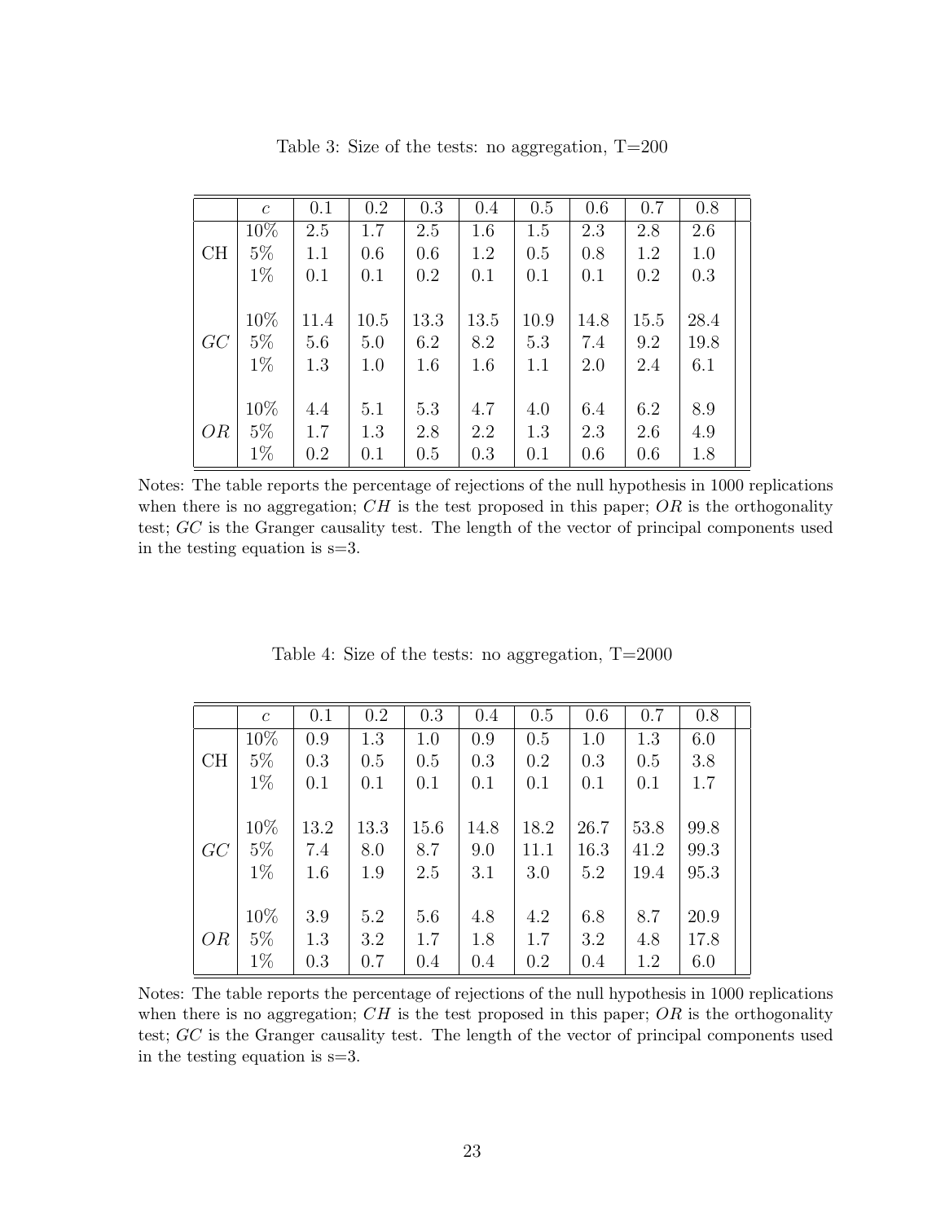Table 3: Size of the tests: no aggregation, T=200

| | $c$ | 0.1 | 0.2 | 0.3 | 0.4 | 0.5 | 0.6 | 0.7 | 0.8 |
|---|---|---|---|---|---|---|---|---|---|
| CH | 10% | 2.5 | 1.7 | 2.5 | 1.6 | 1.5 | 2.3 | 2.8 | 2.6 |
| | 5% | 1.1 | 0.6 | 0.6 | 1.2 | 0.5 | 0.8 | 1.2 | 1.0 |
| | 1% | 0.1 | 0.1 | 0.2 | 0.1 | 0.1 | 0.1 | 0.2 | 0.3 |
| $GC$ | 10% | 11.4 | 10.5 | 13.3 | 13.5 | 10.9 | 14.8 | 15.5 | 28.4 |
| | 5% | 5.6 | 5.0 | 6.2 | 8.2 | 5.3 | 7.4 | 9.2 | 19.8 |
| | 1% | 1.3 | 1.0 | 1.6 | 1.6 | 1.1 | 2.0 | 2.4 | 6.1 |
| $OR$ | 10% | 4.4 | 5.1 | 5.3 | 4.7 | 4.0 | 6.4 | 6.2 | 8.9 |
| | 5% | 1.7 | 1.3 | 2.8 | 2.2 | 1.3 | 2.3 | 2.6 | 4.9 |
| | 1% | 0.2 | 0.1 | 0.5 | 0.3 | 0.1 | 0.6 | 0.6 | 1.8 |

Notes: The table reports the percentage of rejections of the null hypothesis in 1000 replications when there is no aggregation; $CH$ is the test proposed in this paper; $OR$ is the orthogonality test; $GC$ is the Granger causality test. The length of the vector of principal components used in the testing equation is s=3.

Table 4: Size of the tests: no aggregation, T=2000

| | $c$ | 0.1 | 0.2 | 0.3 | 0.4 | 0.5 | 0.6 | 0.7 | 0.8 |
|---|---|---|---|---|---|---|---|---|---|
| CH | 10% | 0.9 | 1.3 | 1.0 | 0.9 | 0.5 | 1.0 | 1.3 | 6.0 |
| | 5% | 0.3 | 0.5 | 0.5 | 0.3 | 0.2 | 0.3 | 0.5 | 3.8 |
| | 1% | 0.1 | 0.1 | 0.1 | 0.1 | 0.1 | 0.1 | 0.1 | 1.7 |
| $GC$ | 10% | 13.2 | 13.3 | 15.6 | 14.8 | 18.2 | 26.7 | 53.8 | 99.8 |
| | 5% | 7.4 | 8.0 | 8.7 | 9.0 | 11.1 | 16.3 | 41.2 | 99.3 |
| | 1% | 1.6 | 1.9 | 2.5 | 3.1 | 3.0 | 5.2 | 19.4 | 95.3 |
| $OR$ | 10% | 3.9 | 5.2 | 5.6 | 4.8 | 4.2 | 6.8 | 8.7 | 20.9 |
| | 5% | 1.3 | 3.2 | 1.7 | 1.8 | 1.7 | 3.2 | 4.8 | 17.8 |
| | 1% | 0.3 | 0.7 | 0.4 | 0.4 | 0.2 | 0.4 | 1.2 | 6.0 |

Notes: The table reports the percentage of rejections of the null hypothesis in 1000 replications when there is no aggregation; $CH$ is the test proposed in this paper; $OR$ is the orthogonality test; $GC$ is the Granger causality test. The length of the vector of principal components used in the testing equation is s=3.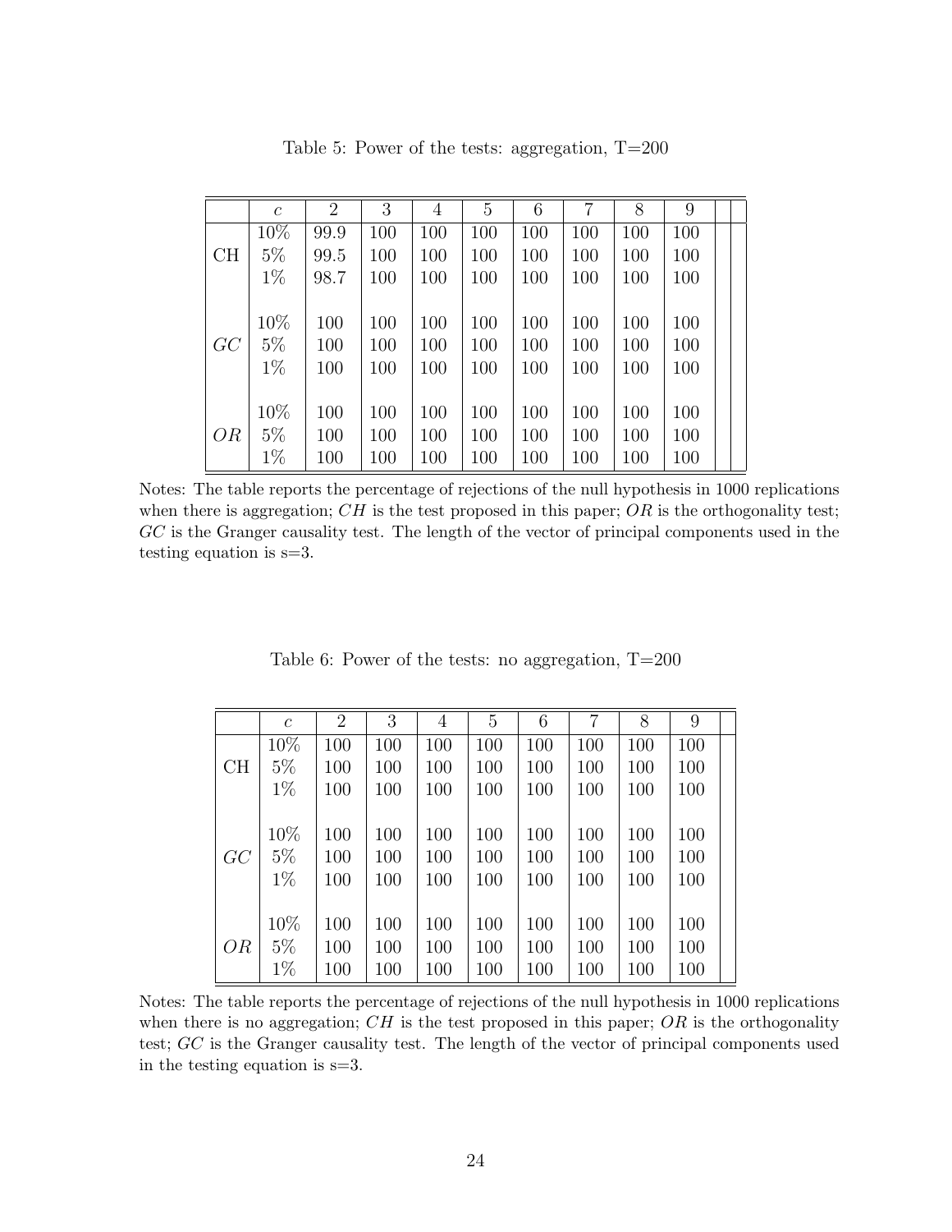Table 5: Power of the tests: aggregation, T=200

| | $c$ | 2 | 3 | 4 | 5 | 6 | 7 | 8 | 9 |
|---|---|---|---|---|---|---|---|---|---|
| | 10% | 99.9 | 100 | 100 | 100 | 100 | 100 | 100 | 100 |
| CH | 5% | 99.5 | 100 | 100 | 100 | 100 | 100 | 100 | 100 |
| | 1% | 98.7 | 100 | 100 | 100 | 100 | 100 | 100 | 100 |
| | 10% | 100 | 100 | 100 | 100 | 100 | 100 | 100 | 100 |
| $GC$ | 5% | 100 | 100 | 100 | 100 | 100 | 100 | 100 | 100 |
| | 1% | 100 | 100 | 100 | 100 | 100 | 100 | 100 | 100 |
| | 10% | 100 | 100 | 100 | 100 | 100 | 100 | 100 | 100 |
| $OR$ | 5% | 100 | 100 | 100 | 100 | 100 | 100 | 100 | 100 |
| | 1% | 100 | 100 | 100 | 100 | 100 | 100 | 100 | 100 |

Notes: The table reports the percentage of rejections of the null hypothesis in 1000 replications when there is aggregation; $CH$ is the test proposed in this paper; $OR$ is the orthogonality test; $GC$ is the Granger causality test. The length of the vector of principal components used in the testing equation is s=3.

Table 6: Power of the tests: no aggregation, T=200

| | $c$ | 2 | 3 | 4 | 5 | 6 | 7 | 8 | 9 |
|---|---|---|---|---|---|---|---|---|---|
| | 10% | 100 | 100 | 100 | 100 | 100 | 100 | 100 | 100 |
| CH | 5% | 100 | 100 | 100 | 100 | 100 | 100 | 100 | 100 |
| | 1% | 100 | 100 | 100 | 100 | 100 | 100 | 100 | 100 |
| | 10% | 100 | 100 | 100 | 100 | 100 | 100 | 100 | 100 |
| $GC$ | 5% | 100 | 100 | 100 | 100 | 100 | 100 | 100 | 100 |
| | 1% | 100 | 100 | 100 | 100 | 100 | 100 | 100 | 100 |
| | 10% | 100 | 100 | 100 | 100 | 100 | 100 | 100 | 100 |
| $OR$ | 5% | 100 | 100 | 100 | 100 | 100 | 100 | 100 | 100 |
| | 1% | 100 | 100 | 100 | 100 | 100 | 100 | 100 | 100 |

Notes: The table reports the percentage of rejections of the null hypothesis in 1000 replications when there is no aggregation; $CH$ is the test proposed in this paper; $OR$ is the orthogonality test; $GC$ is the Granger causality test. The length of the vector of principal components used in the testing equation is s=3.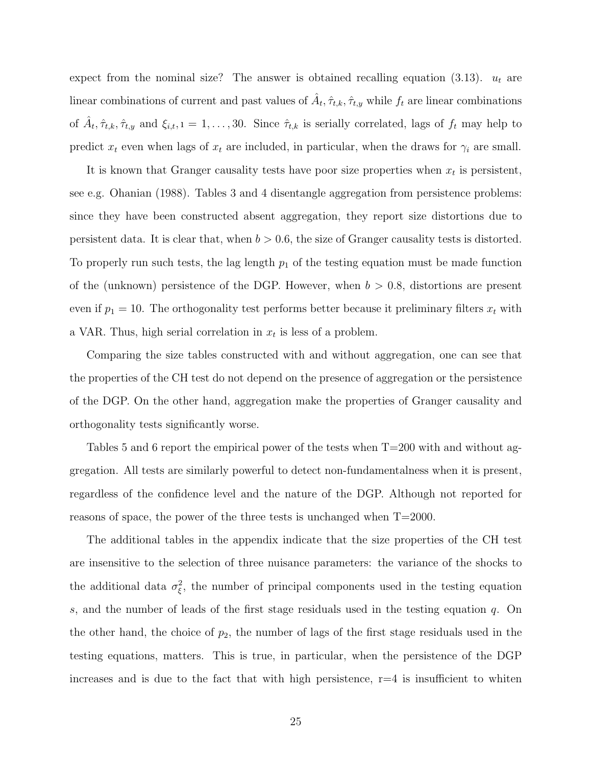expect from the nominal size? The answer is obtained recalling equation (3.13). $u_t$ are linear combinations of current and past values of $\hat{A}_t, \hat{\tau}_{t,k}, \hat{\tau}_{t,y}$ while $f_t$ are linear combinations of $\hat{A}_t, \hat{\tau}_{t,k}, \hat{\tau}_{t,y}$ and $\xi_{i,t}, \imath = 1, \ldots, 30$. Since $\hat{\tau}_{t,k}$ is serially correlated, lags of $f_t$ may help to predict $x_t$ even when lags of $x_t$ are included, in particular, when the draws for $\gamma_i$ are small.

It is known that Granger causality tests have poor size properties when $x_t$ is persistent, see e.g. Ohanian (1988). Tables 3 and 4 disentangle aggregation from persistence problems: since they have been constructed absent aggregation, they report size distortions due to persistent data. It is clear that, when $b > 0.6$, the size of Granger causality tests is distorted. To properly run such tests, the lag length $p_1$ of the testing equation must be made function of the (unknown) persistence of the DGP. However, when $b > 0.8$, distortions are present even if $p_1 = 10$. The orthogonality test performs better because it preliminary filters $x_t$ with a VAR. Thus, high serial correlation in $x_t$ is less of a problem.

Comparing the size tables constructed with and without aggregation, one can see that the properties of the CH test do not depend on the presence of aggregation or the persistence of the DGP. On the other hand, aggregation make the properties of Granger causality and orthogonality tests significantly worse.

Tables 5 and 6 report the empirical power of the tests when T=200 with and without aggregation. All tests are similarly powerful to detect non-fundamentalness when it is present, regardless of the confidence level and the nature of the DGP. Although not reported for reasons of space, the power of the three tests is unchanged when T=2000.

The additional tables in the appendix indicate that the size properties of the CH test are insensitive to the selection of three nuisance parameters: the variance of the shocks to the additional data $\sigma^2_\xi$, the number of principal components used in the testing equation $s$, and the number of leads of the first stage residuals used in the testing equation $q$. On the other hand, the choice of $p_2$, the number of lags of the first stage residuals used in the testing equations, matters. This is true, in particular, when the persistence of the DGP increases and is due to the fact that with high persistence, r=4 is insufficient to whiten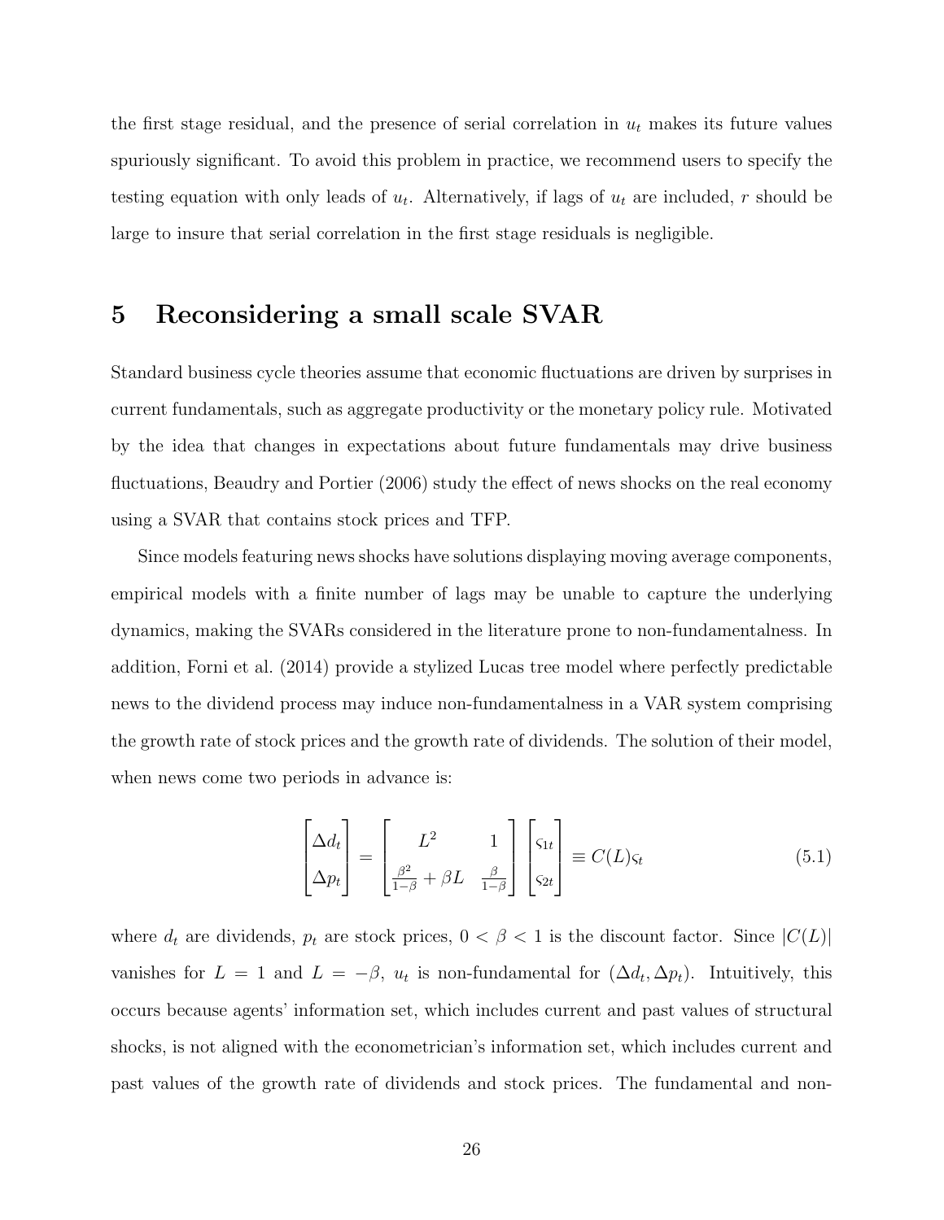the first stage residual, and the presence of serial correlation in $u_t$ makes its future values spuriously significant. To avoid this problem in practice, we recommend users to specify the testing equation with only leads of $u_t$. Alternatively, if lags of $u_t$ are included, $r$ should be large to insure that serial correlation in the first stage residuals is negligible.

# 5 Reconsidering a small scale SVAR

Standard business cycle theories assume that economic fluctuations are driven by surprises in current fundamentals, such as aggregate productivity or the monetary policy rule. Motivated by the idea that changes in expectations about future fundamentals may drive business fluctuations, Beaudry and Portier (2006) study the effect of news shocks on the real economy using a SVAR that contains stock prices and TFP.

Since models featuring news shocks have solutions displaying moving average components, empirical models with a finite number of lags may be unable to capture the underlying dynamics, making the SVARs considered in the literature prone to non-fundamentalness. In addition, Forni et al. (2014) provide a stylized Lucas tree model where perfectly predictable news to the dividend process may induce non-fundamentalness in a VAR system comprising the growth rate of stock prices and the growth rate of dividends. The solution of their model, when news come two periods in advance is:

$$\begin{bmatrix} \Delta d_t \\ \Delta p_t \end{bmatrix} = \begin{bmatrix} L^2 & 1 \\ \frac{\beta^2}{1-\beta} + \beta L & \frac{\beta}{1-\beta} \end{bmatrix} \begin{bmatrix} \varsigma_{1t} \\ \varsigma_{2t} \end{bmatrix} \equiv C(L)\varsigma_t \tag{5.1}$$

where $d_t$ are dividends, $p_t$ are stock prices, $0 < \beta < 1$ is the discount factor. Since $|C(L)|$ vanishes for $L = 1$ and $L = -\beta$, $u_t$ is non-fundamental for $(\Delta d_t, \Delta p_t)$. Intuitively, this occurs because agents' information set, which includes current and past values of structural shocks, is not aligned with the econometrician's information set, which includes current and past values of the growth rate of dividends and stock prices. The fundamental and non-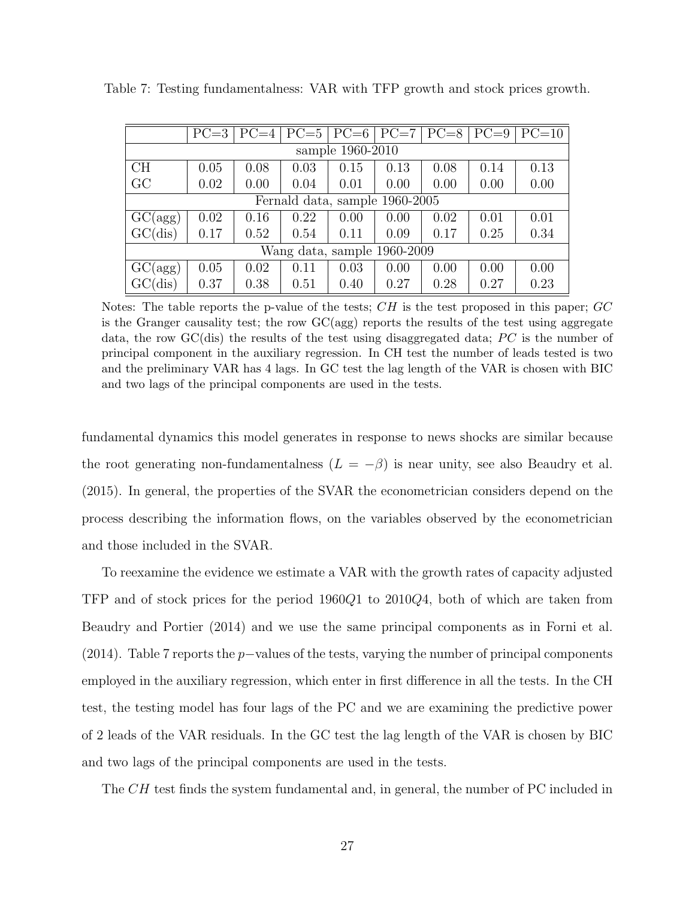Table 7: Testing fundamentalness: VAR with TFP growth and stock prices growth.

| | PC=3 | PC=4 | PC=5 | PC=6 | PC=7 | PC=8 | PC=9 | PC=10 |
|---|---|---|---|---|---|---|---|---|
| sample 1960-2010 | | | | | | | | |
| CH | 0.05 | 0.08 | 0.03 | 0.15 | 0.13 | 0.08 | 0.14 | 0.13 |
| GC | 0.02 | 0.00 | 0.04 | 0.01 | 0.00 | 0.00 | 0.00 | 0.00 |
| Fernald data, sample 1960-2005 | | | | | | | | |
| GC(agg) | 0.02 | 0.16 | 0.22 | 0.00 | 0.00 | 0.02 | 0.01 | 0.01 |
| GC(dis) | 0.17 | 0.52 | 0.54 | 0.11 | 0.09 | 0.17 | 0.25 | 0.34 |
| Wang data, sample 1960-2009 | | | | | | | | |
| GC(agg) | 0.05 | 0.02 | 0.11 | 0.03 | 0.00 | 0.00 | 0.00 | 0.00 |
| GC(dis) | 0.37 | 0.38 | 0.51 | 0.40 | 0.27 | 0.28 | 0.27 | 0.23 |

Notes: The table reports the p-value of the tests; $CH$ is the test proposed in this paper; $GC$ is the Granger causality test; the row GC(agg) reports the results of the test using aggregate data, the row GC(dis) the results of the test using disaggregated data; $PC$ is the number of principal component in the auxiliary regression. In CH test the number of leads tested is two and the preliminary VAR has 4 lags. In GC test the lag length of the VAR is chosen with BIC and two lags of the principal components are used in the tests.

fundamental dynamics this model generates in response to news shocks are similar because the root generating non-fundamentalness ($L = -\beta$) is near unity, see also Beaudry et al. (2015). In general, the properties of the SVAR the econometrician considers depend on the process describing the information flows, on the variables observed by the econometrician and those included in the SVAR.

To reexamine the evidence we estimate a VAR with the growth rates of capacity adjusted TFP and of stock prices for the period 1960$Q$1 to 2010$Q$4, both of which are taken from Beaudry and Portier (2014) and we use the same principal components as in Forni et al. (2014). Table 7 reports the $p-$values of the tests, varying the number of principal components employed in the auxiliary regression, which enter in first difference in all the tests. In the CH test, the testing model has four lags of the PC and we are examining the predictive power of 2 leads of the VAR residuals. In the GC test the lag length of the VAR is chosen by BIC and two lags of the principal components are used in the tests.

The $CH$ test finds the system fundamental and, in general, the number of PC included in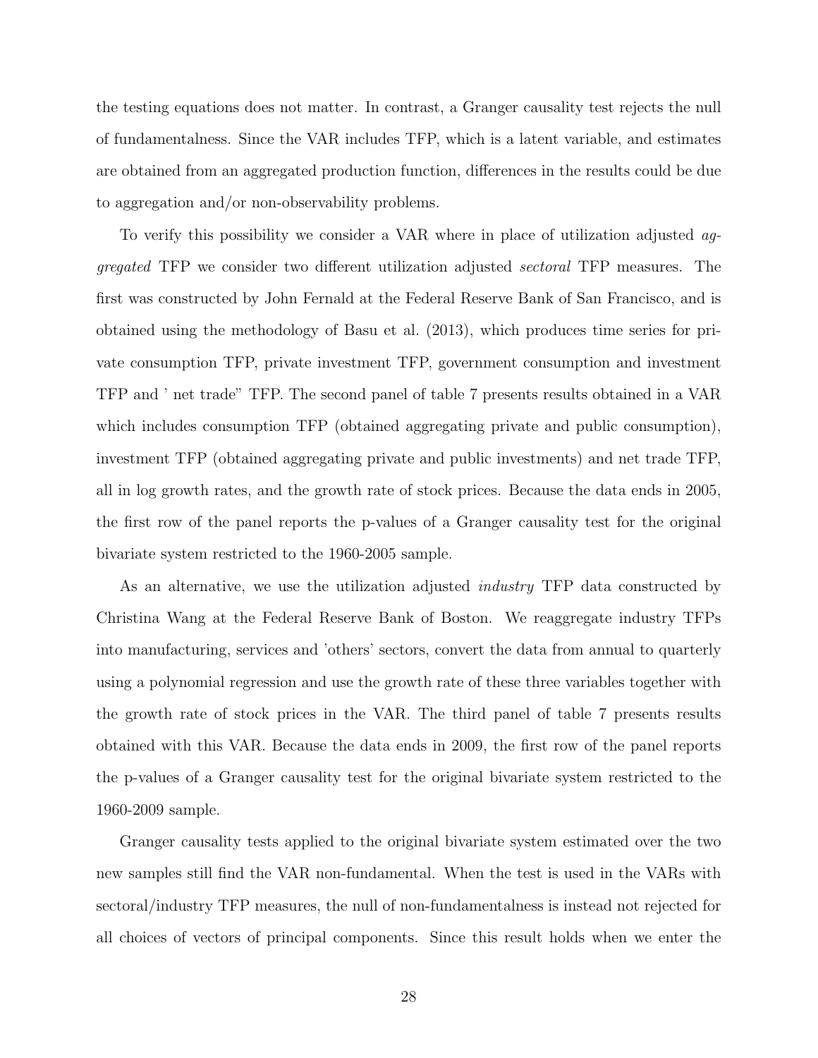the testing equations does not matter. In contrast, a Granger causality test rejects the null of fundamentalness. Since the VAR includes TFP, which is a latent variable, and estimates are obtained from an aggregated production function, differences in the results could be due to aggregation and/or non-observability problems.

To verify this possibility we consider a VAR where in place of utilization adjusted *aggregated* TFP we consider two different utilization adjusted *sectoral* TFP measures. The first was constructed by John Fernald at the Federal Reserve Bank of San Francisco, and is obtained using the methodology of Basu et al. (2013), which produces time series for private consumption TFP, private investment TFP, government consumption and investment TFP and ' net trade" TFP. The second panel of table 7 presents results obtained in a VAR which includes consumption TFP (obtained aggregating private and public consumption), investment TFP (obtained aggregating private and public investments) and net trade TFP, all in log growth rates, and the growth rate of stock prices. Because the data ends in 2005, the first row of the panel reports the p-values of a Granger causality test for the original bivariate system restricted to the 1960-2005 sample.

As an alternative, we use the utilization adjusted *industry* TFP data constructed by Christina Wang at the Federal Reserve Bank of Boston. We reaggregate industry TFPs into manufacturing, services and 'others' sectors, convert the data from annual to quarterly using a polynomial regression and use the growth rate of these three variables together with the growth rate of stock prices in the VAR. The third panel of table 7 presents results obtained with this VAR. Because the data ends in 2009, the first row of the panel reports the p-values of a Granger causality test for the original bivariate system restricted to the 1960-2009 sample.

Granger causality tests applied to the original bivariate system estimated over the two new samples still find the VAR non-fundamental. When the test is used in the VARs with sectoral/industry TFP measures, the null of non-fundamentalness is instead not rejected for all choices of vectors of principal components. Since this result holds when we enter the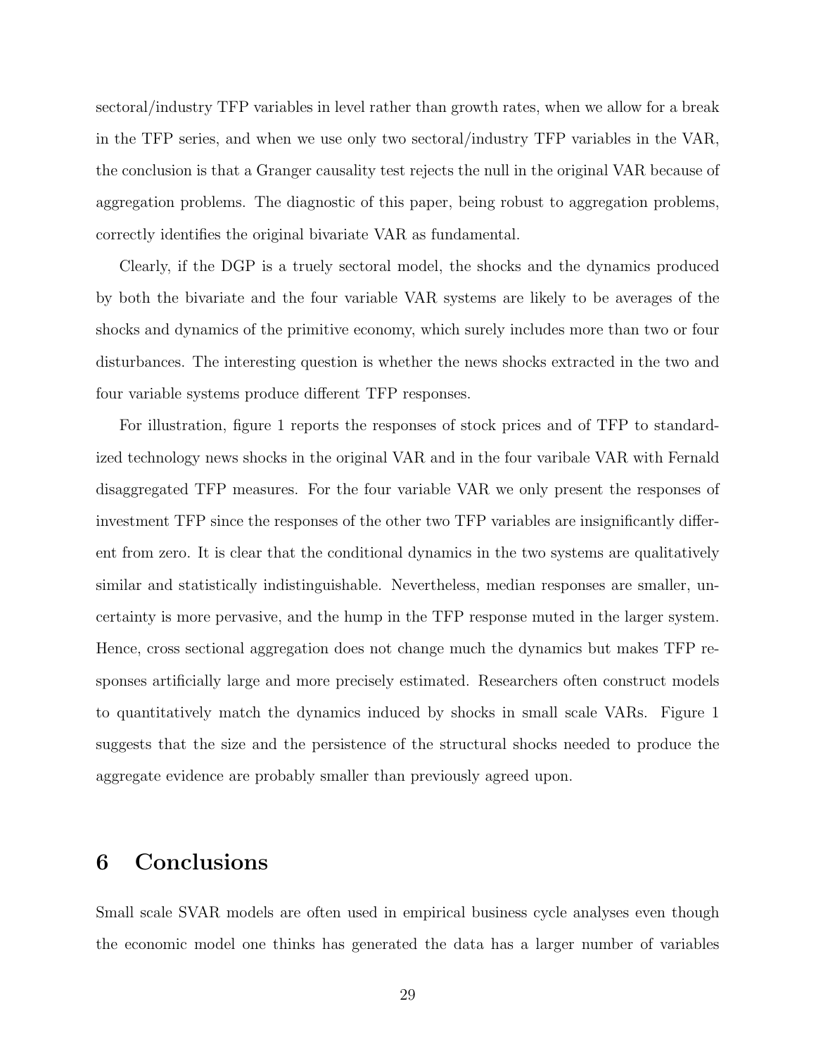sectoral/industry TFP variables in level rather than growth rates, when we allow for a break in the TFP series, and when we use only two sectoral/industry TFP variables in the VAR, the conclusion is that a Granger causality test rejects the null in the original VAR because of aggregation problems. The diagnostic of this paper, being robust to aggregation problems, correctly identifies the original bivariate VAR as fundamental.

Clearly, if the DGP is a truely sectoral model, the shocks and the dynamics produced by both the bivariate and the four variable VAR systems are likely to be averages of the shocks and dynamics of the primitive economy, which surely includes more than two or four disturbances. The interesting question is whether the news shocks extracted in the two and four variable systems produce different TFP responses.

For illustration, figure 1 reports the responses of stock prices and of TFP to standardized technology news shocks in the original VAR and in the four varibale VAR with Fernald disaggregated TFP measures. For the four variable VAR we only present the responses of investment TFP since the responses of the other two TFP variables are insignificantly different from zero. It is clear that the conditional dynamics in the two systems are qualitatively similar and statistically indistinguishable. Nevertheless, median responses are smaller, uncertainty is more pervasive, and the hump in the TFP response muted in the larger system. Hence, cross sectional aggregation does not change much the dynamics but makes TFP responses artificially large and more precisely estimated. Researchers often construct models to quantitatively match the dynamics induced by shocks in small scale VARs. Figure 1 suggests that the size and the persistence of the structural shocks needed to produce the aggregate evidence are probably smaller than previously agreed upon.

# 6 Conclusions

Small scale SVAR models are often used in empirical business cycle analyses even though the economic model one thinks has generated the data has a larger number of variables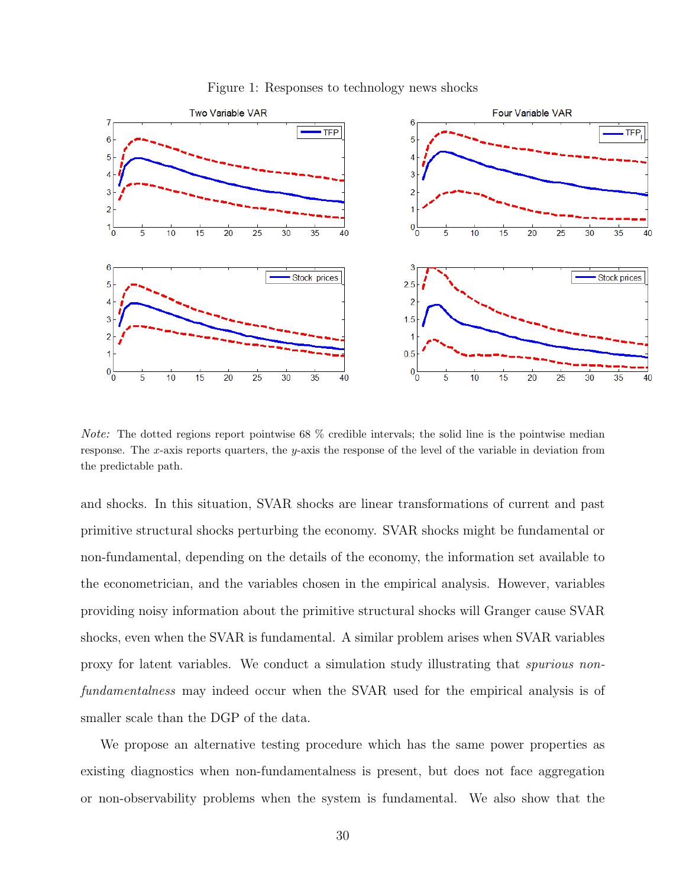Figure 1: Responses to technology news shocks

*Note:* The dotted regions report pointwise 68 % credible intervals; the solid line is the pointwise median response. The $x$-axis reports quarters, the $y$-axis the response of the level of the variable in deviation from the predictable path.

and shocks. In this situation, SVAR shocks are linear transformations of current and past primitive structural shocks perturbing the economy. SVAR shocks might be fundamental or non-fundamental, depending on the details of the economy, the information set available to the econometrician, and the variables chosen in the empirical analysis. However, variables providing noisy information about the primitive structural shocks will Granger cause SVAR shocks, even when the SVAR is fundamental. A similar problem arises when SVAR variables proxy for latent variables. We conduct a simulation study illustrating that *spurious non-fundamentalness* may indeed occur when the SVAR used for the empirical analysis is of smaller scale than the DGP of the data.

We propose an alternative testing procedure which has the same power properties as existing diagnostics when non-fundamentalness is present, but does not face aggregation or non-observability problems when the system is fundamental. We also show that the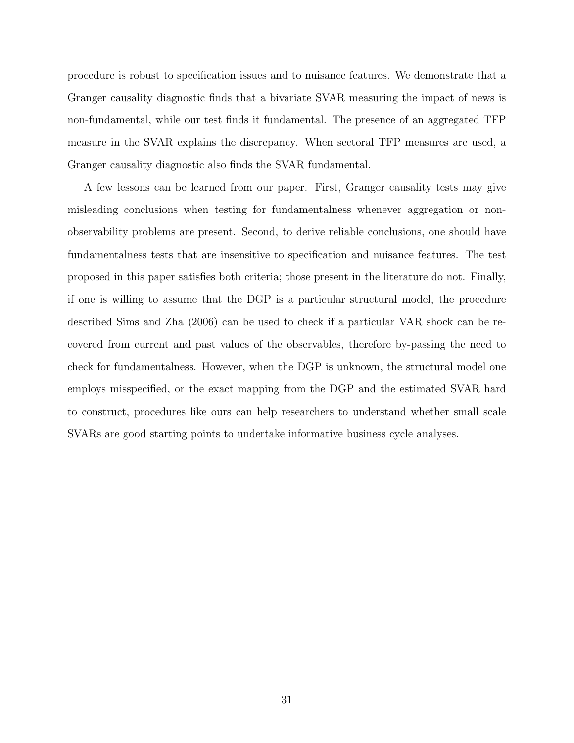procedure is robust to specification issues and to nuisance features. We demonstrate that a Granger causality diagnostic finds that a bivariate SVAR measuring the impact of news is non-fundamental, while our test finds it fundamental. The presence of an aggregated TFP measure in the SVAR explains the discrepancy. When sectoral TFP measures are used, a Granger causality diagnostic also finds the SVAR fundamental.

A few lessons can be learned from our paper. First, Granger causality tests may give misleading conclusions when testing for fundamentalness whenever aggregation or non-observability problems are present. Second, to derive reliable conclusions, one should have fundamentalness tests that are insensitive to specification and nuisance features. The test proposed in this paper satisfies both criteria; those present in the literature do not. Finally, if one is willing to assume that the DGP is a particular structural model, the procedure described Sims and Zha (2006) can be used to check if a particular VAR shock can be recovered from current and past values of the observables, therefore by-passing the need to check for fundamentalness. However, when the DGP is unknown, the structural model one employs misspecified, or the exact mapping from the DGP and the estimated SVAR hard to construct, procedures like ours can help researchers to understand whether small scale SVARs are good starting points to undertake informative business cycle analyses.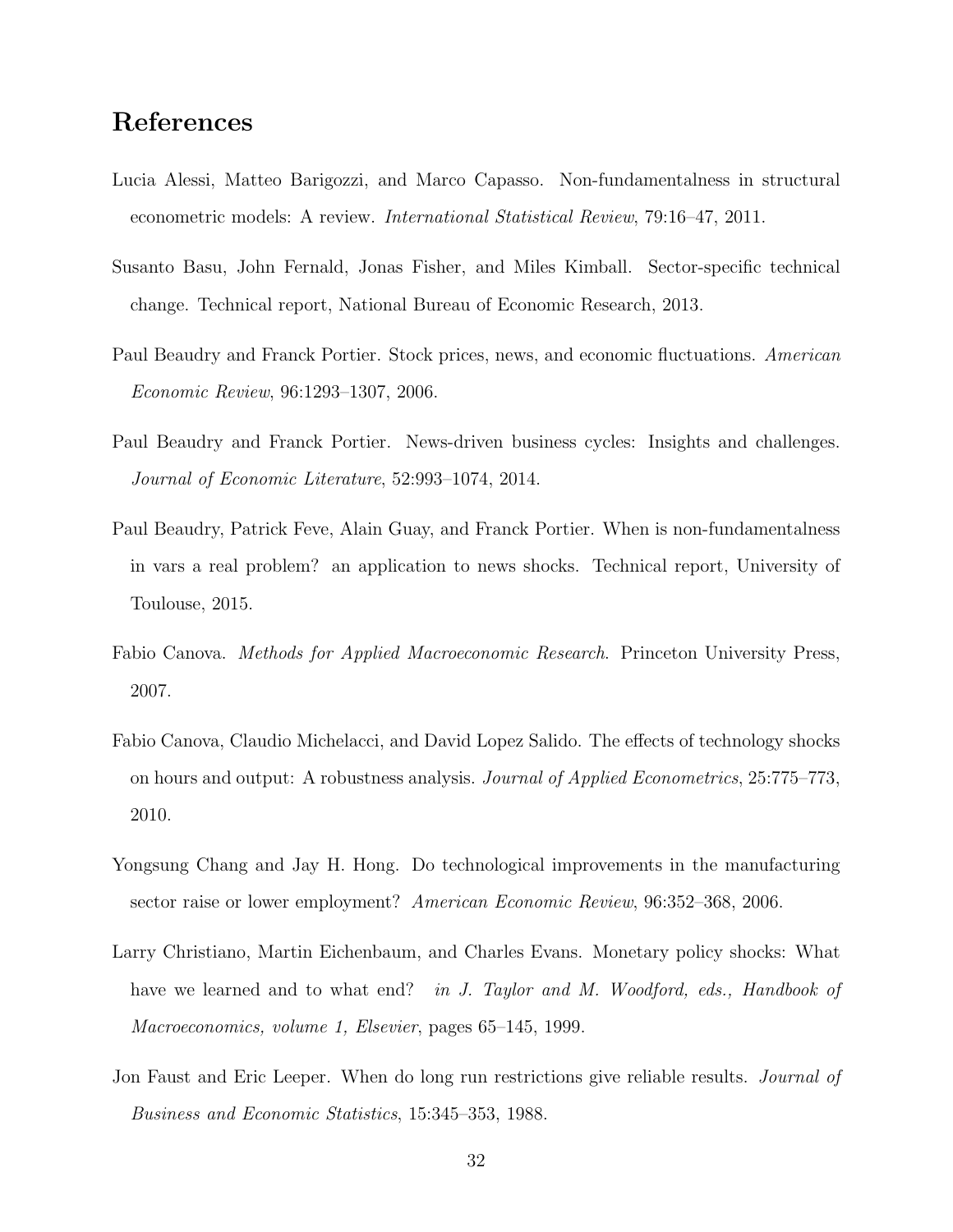# References

Lucia Alessi, Matteo Barigozzi, and Marco Capasso. Non-fundamentalness in structural econometric models: A review. *International Statistical Review*, 79:16–47, 2011.

Susanto Basu, John Fernald, Jonas Fisher, and Miles Kimball. Sector-specific technical change. Technical report, National Bureau of Economic Research, 2013.

Paul Beaudry and Franck Portier. Stock prices, news, and economic fluctuations. *American Economic Review*, 96:1293–1307, 2006.

Paul Beaudry and Franck Portier. News-driven business cycles: Insights and challenges. *Journal of Economic Literature*, 52:993–1074, 2014.

Paul Beaudry, Patrick Feve, Alain Guay, and Franck Portier. When is non-fundamentalness in vars a real problem? an application to news shocks. Technical report, University of Toulouse, 2015.

Fabio Canova. *Methods for Applied Macroeconomic Research*. Princeton University Press, 2007.

Fabio Canova, Claudio Michelacci, and David Lopez Salido. The effects of technology shocks on hours and output: A robustness analysis. *Journal of Applied Econometrics*, 25:775–773, 2010.

Yongsung Chang and Jay H. Hong. Do technological improvements in the manufacturing sector raise or lower employment? *American Economic Review*, 96:352–368, 2006.

Larry Christiano, Martin Eichenbaum, and Charles Evans. Monetary policy shocks: What have we learned and to what end? *in J. Taylor and M. Woodford, eds., Handbook of Macroeconomics, volume 1, Elsevier*, pages 65–145, 1999.

Jon Faust and Eric Leeper. When do long run restrictions give reliable results. *Journal of Business and Economic Statistics*, 15:345–353, 1988.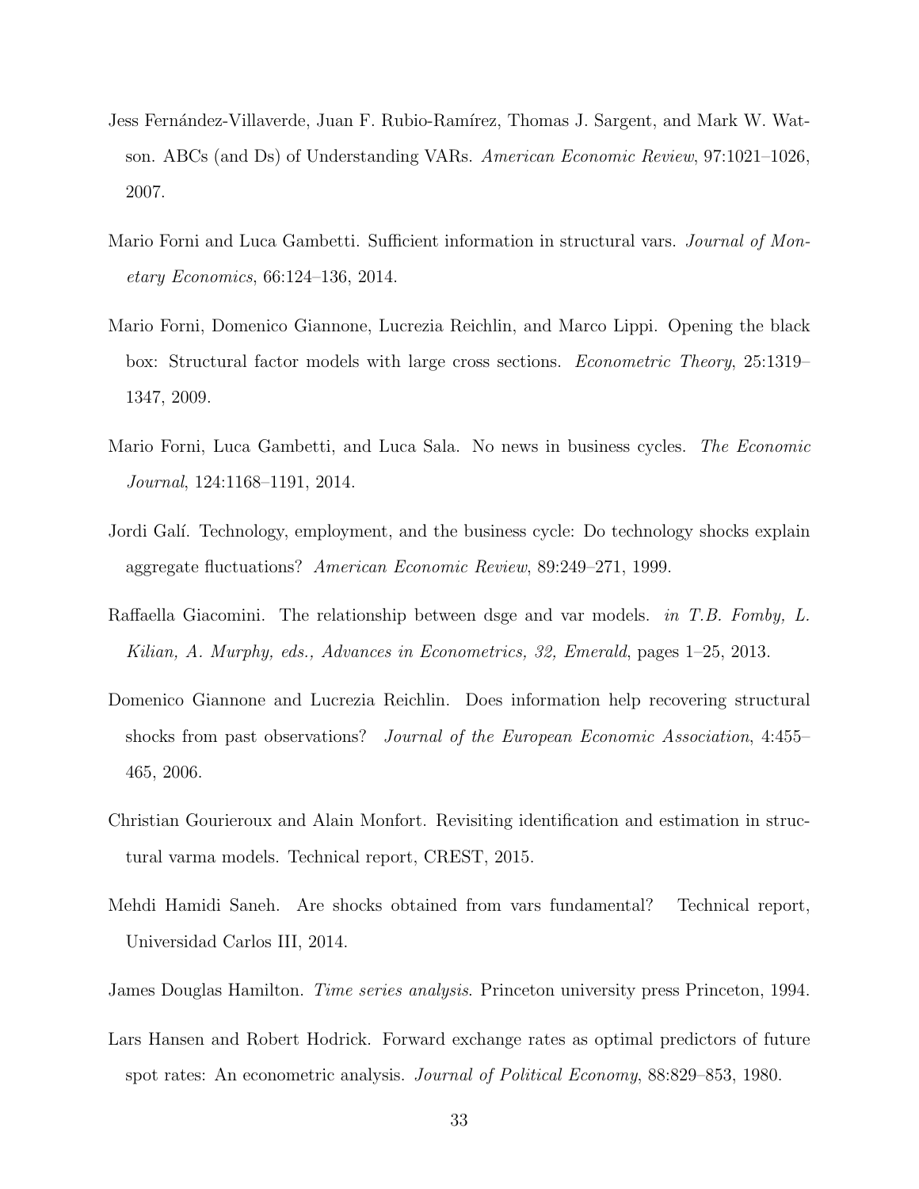Jess Fernández-Villaverde, Juan F. Rubio-Ramírez, Thomas J. Sargent, and Mark W. Watson. ABCs (and Ds) of Understanding VARs. *American Economic Review*, 97:1021–1026, 2007.

Mario Forni and Luca Gambetti. Sufficient information in structural vars. *Journal of Monetary Economics*, 66:124–136, 2014.

Mario Forni, Domenico Giannone, Lucrezia Reichlin, and Marco Lippi. Opening the black box: Structural factor models with large cross sections. *Econometric Theory*, 25:1319–1347, 2009.

Mario Forni, Luca Gambetti, and Luca Sala. No news in business cycles. *The Economic Journal*, 124:1168–1191, 2014.

Jordi Galí. Technology, employment, and the business cycle: Do technology shocks explain aggregate fluctuations? *American Economic Review*, 89:249–271, 1999.

Raffaella Giacomini. The relationship between dsge and var models. *in T.B. Fomby, L. Kilian, A. Murphy, eds., Advances in Econometrics, 32, Emerald*, pages 1–25, 2013.

Domenico Giannone and Lucrezia Reichlin. Does information help recovering structural shocks from past observations? *Journal of the European Economic Association*, 4:455–465, 2006.

Christian Gourieroux and Alain Monfort. Revisiting identification and estimation in structural varma models. Technical report, CREST, 2015.

Mehdi Hamidi Saneh. Are shocks obtained from vars fundamental? Technical report, Universidad Carlos III, 2014.

James Douglas Hamilton. *Time series analysis*. Princeton university press Princeton, 1994.

Lars Hansen and Robert Hodrick. Forward exchange rates as optimal predictors of future spot rates: An econometric analysis. *Journal of Political Economy*, 88:829–853, 1980.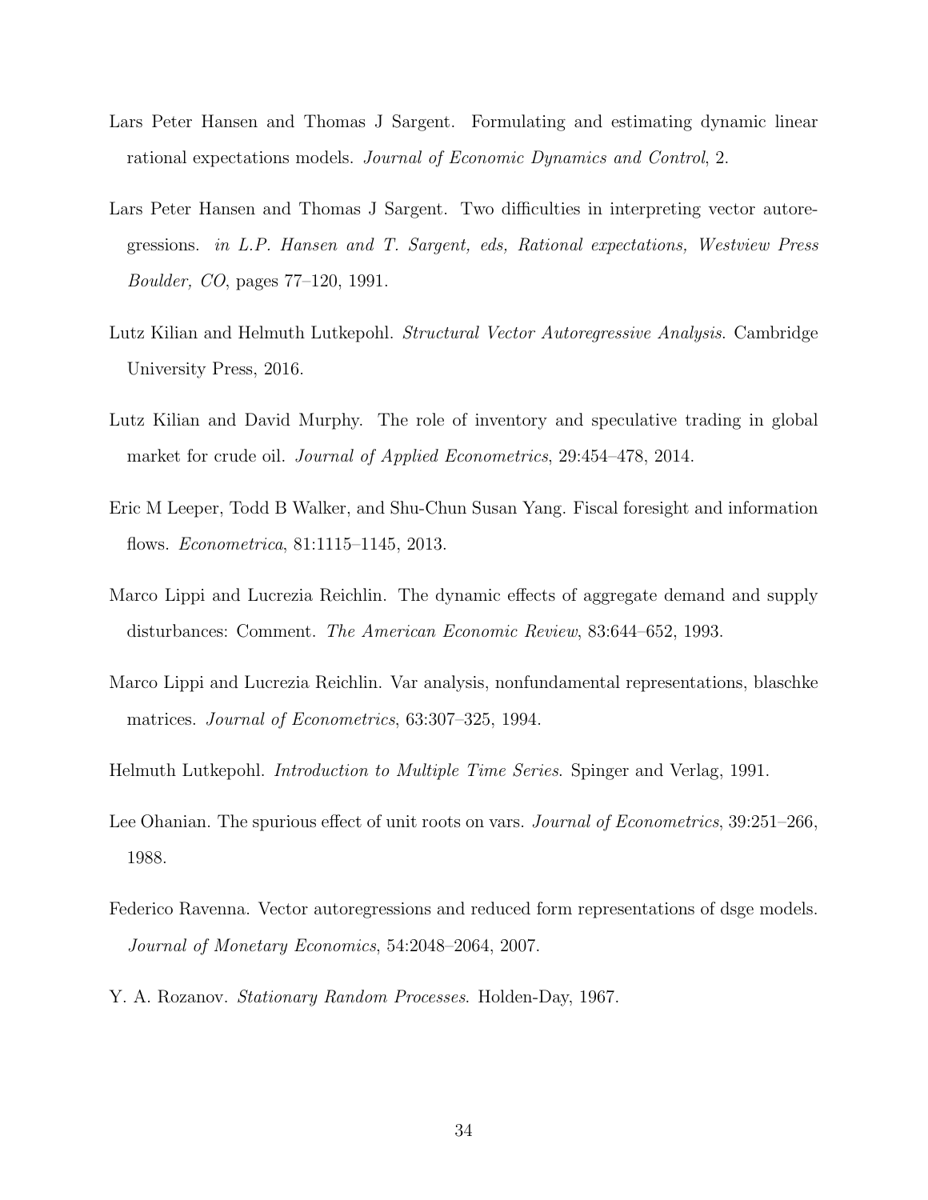Lars Peter Hansen and Thomas J Sargent. Formulating and estimating dynamic linear rational expectations models. *Journal of Economic Dynamics and Control*, 2.

Lars Peter Hansen and Thomas J Sargent. Two difficulties in interpreting vector autoregressions. *in L.P. Hansen and T. Sargent, eds, Rational expectations, Westview Press Boulder, CO*, pages 77–120, 1991.

Lutz Kilian and Helmuth Lutkepohl. *Structural Vector Autoregressive Analysis*. Cambridge University Press, 2016.

Lutz Kilian and David Murphy. The role of inventory and speculative trading in global market for crude oil. *Journal of Applied Econometrics*, 29:454–478, 2014.

Eric M Leeper, Todd B Walker, and Shu-Chun Susan Yang. Fiscal foresight and information flows. *Econometrica*, 81:1115–1145, 2013.

Marco Lippi and Lucrezia Reichlin. The dynamic effects of aggregate demand and supply disturbances: Comment. *The American Economic Review*, 83:644–652, 1993.

Marco Lippi and Lucrezia Reichlin. Var analysis, nonfundamental representations, blaschke matrices. *Journal of Econometrics*, 63:307–325, 1994.

Helmuth Lutkepohl. *Introduction to Multiple Time Series*. Spinger and Verlag, 1991.

Lee Ohanian. The spurious effect of unit roots on vars. *Journal of Econometrics*, 39:251–266, 1988.

Federico Ravenna. Vector autoregressions and reduced form representations of dsge models. *Journal of Monetary Economics*, 54:2048–2064, 2007.

Y. A. Rozanov. *Stationary Random Processes*. Holden-Day, 1967.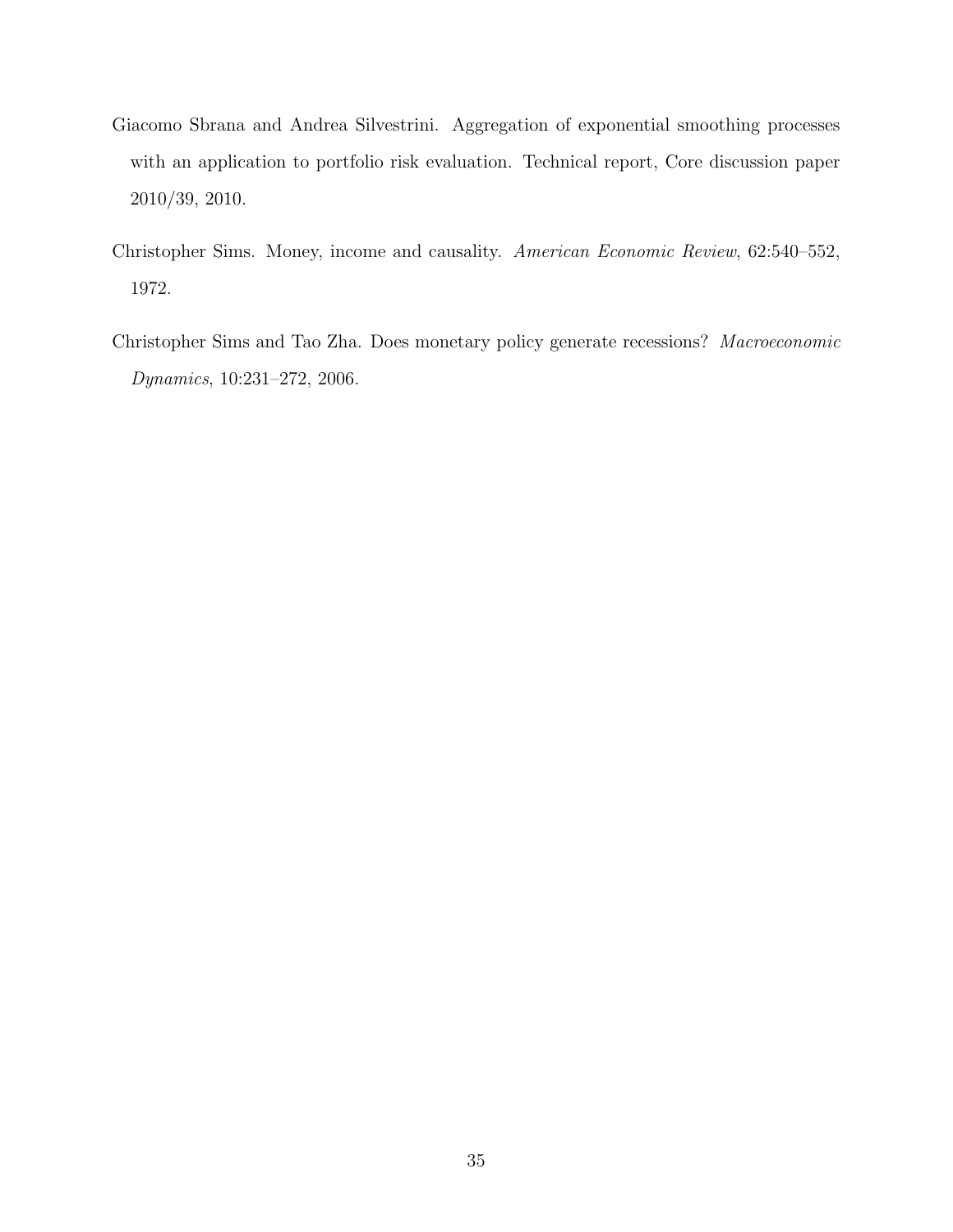Giacomo Sbrana and Andrea Silvestrini. Aggregation of exponential smoothing processes with an application to portfolio risk evaluation. Technical report, Core discussion paper 2010/39, 2010.

Christopher Sims. Money, income and causality. *American Economic Review*, 62:540–552, 1972.

Christopher Sims and Tao Zha. Does monetary policy generate recessions? *Macroeconomic Dynamics*, 10:231–272, 2006.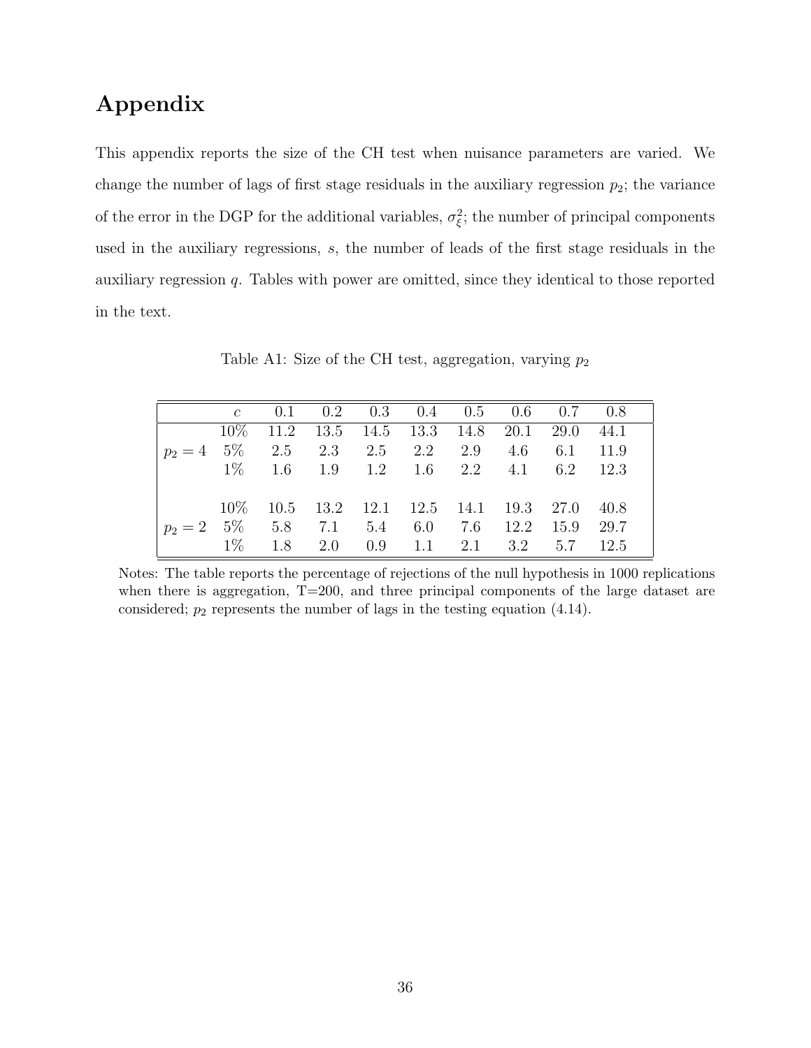# Appendix

This appendix reports the size of the CH test when nuisance parameters are varied. We change the number of lags of first stage residuals in the auxiliary regression $p_2$; the variance of the error in the DGP for the additional variables, $\sigma_\xi^2$; the number of principal components used in the auxiliary regressions, $s$, the number of leads of the first stage residuals in the auxiliary regression $q$. Tables with power are omitted, since they identical to those reported in the text.

Table A1: Size of the CH test, aggregation, varying $p_2$

| | $c$ | 0.1 | 0.2 | 0.3 | 0.4 | 0.5 | 0.6 | 0.7 | 0.8 |
|---|---|---|---|---|---|---|---|---|---|
| | 10% | 11.2 | 13.5 | 14.5 | 13.3 | 14.8 | 20.1 | 29.0 | 44.1 |
| $p_2 = 4$ | 5% | 2.5 | 2.3 | 2.5 | 2.2 | 2.9 | 4.6 | 6.1 | 11.9 |
| | 1% | 1.6 | 1.9 | 1.2 | 1.6 | 2.2 | 4.1 | 6.2 | 12.3 |
| | | | | | | | | | |
| | 10% | 10.5 | 13.2 | 12.1 | 12.5 | 14.1 | 19.3 | 27.0 | 40.8 |
| $p_2 = 2$ | 5% | 5.8 | 7.1 | 5.4 | 6.0 | 7.6 | 12.2 | 15.9 | 29.7 |
| | 1% | 1.8 | 2.0 | 0.9 | 1.1 | 2.1 | 3.2 | 5.7 | 12.5 |

Notes: The table reports the percentage of rejections of the null hypothesis in 1000 replications when there is aggregation, T=200, and three principal components of the large dataset are considered; $p_2$ represents the number of lags in the testing equation (4.14).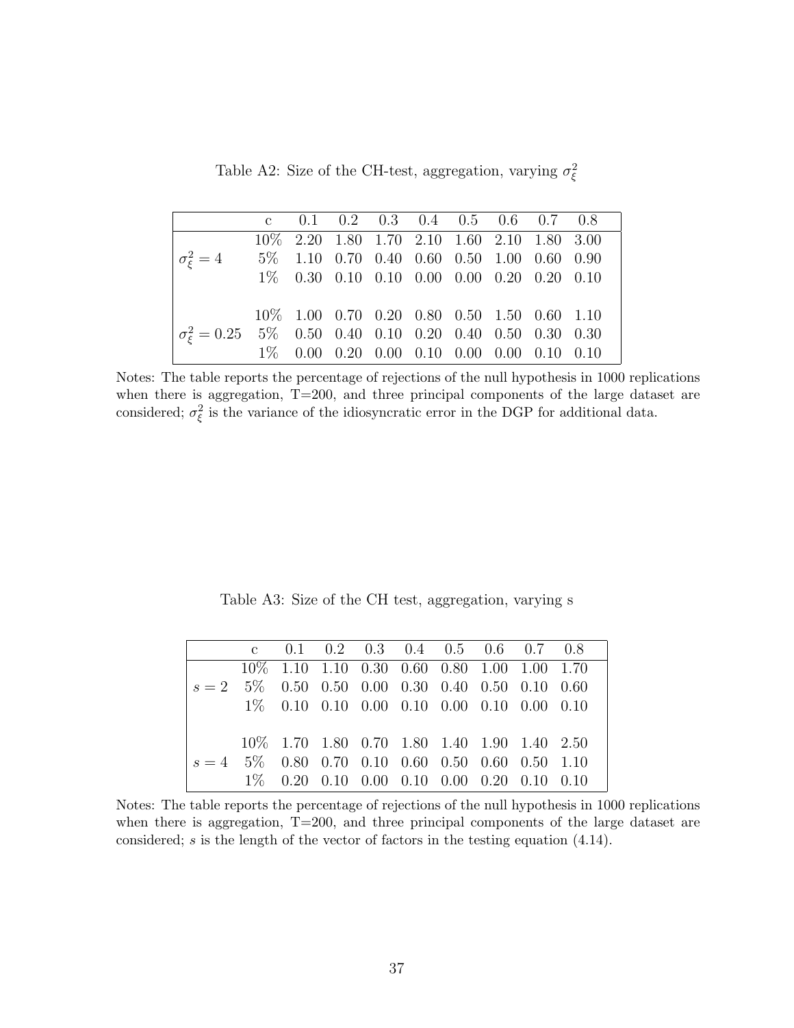Table A2: Size of the CH-test, aggregation, varying $\sigma_\xi^2$

| | c | 0.1 | 0.2 | 0.3 | 0.4 | 0.5 | 0.6 | 0.7 | 0.8 |
|---|---|---|---|---|---|---|---|---|---|
| | 10% | 2.20 | 1.80 | 1.70 | 2.10 | 1.60 | 2.10 | 1.80 | 3.00 |
| $\sigma_\xi^2 = 4$ | 5% | 1.10 | 0.70 | 0.40 | 0.60 | 0.50 | 1.00 | 0.60 | 0.90 |
| | 1% | 0.30 | 0.10 | 0.10 | 0.00 | 0.00 | 0.20 | 0.20 | 0.10 |
| | | | | | | | | | |
| | 10% | 1.00 | 0.70 | 0.20 | 0.80 | 0.50 | 1.50 | 0.60 | 1.10 |
| $\sigma_\xi^2 = 0.25$ | 5% | 0.50 | 0.40 | 0.10 | 0.20 | 0.40 | 0.50 | 0.30 | 0.30 |
| | 1% | 0.00 | 0.20 | 0.00 | 0.10 | 0.00 | 0.00 | 0.10 | 0.10 |

Notes: The table reports the percentage of rejections of the null hypothesis in 1000 replications when there is aggregation, T=200, and three principal components of the large dataset are considered; $\sigma_\xi^2$ is the variance of the idiosyncratic error in the DGP for additional data.

Table A3: Size of the CH test, aggregation, varying s

| | c | 0.1 | 0.2 | 0.3 | 0.4 | 0.5 | 0.6 | 0.7 | 0.8 |
|---|---|---|---|---|---|---|---|---|---|
| | 10% | 1.10 | 1.10 | 0.30 | 0.60 | 0.80 | 1.00 | 1.00 | 1.70 |
| $s = 2$ | 5% | 0.50 | 0.50 | 0.00 | 0.30 | 0.40 | 0.50 | 0.10 | 0.60 |
| | 1% | 0.10 | 0.10 | 0.00 | 0.10 | 0.00 | 0.10 | 0.00 | 0.10 |
| | | | | | | | | | |
| | 10% | 1.70 | 1.80 | 0.70 | 1.80 | 1.40 | 1.90 | 1.40 | 2.50 |
| $s = 4$ | 5% | 0.80 | 0.70 | 0.10 | 0.60 | 0.50 | 0.60 | 0.50 | 1.10 |
| | 1% | 0.20 | 0.10 | 0.00 | 0.10 | 0.00 | 0.20 | 0.10 | 0.10 |

Notes: The table reports the percentage of rejections of the null hypothesis in 1000 replications when there is aggregation, T=200, and three principal components of the large dataset are considered; $s$ is the length of the vector of factors in the testing equation (4.14).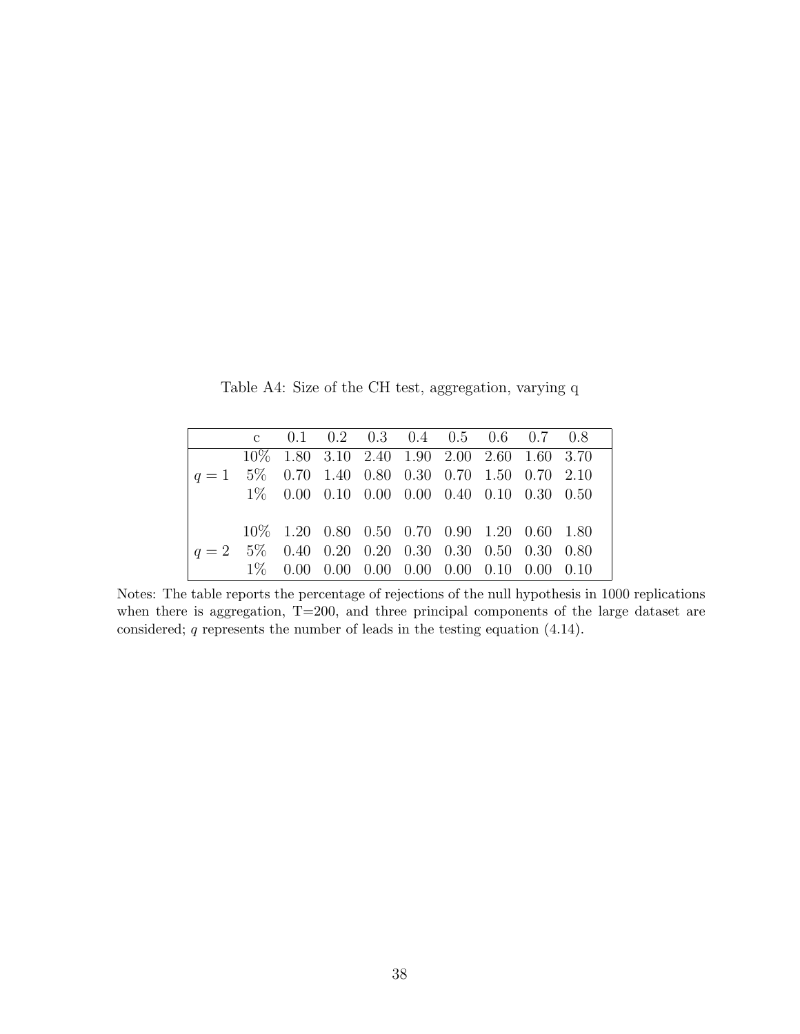Table A4: Size of the CH test, aggregation, varying q

| | c | 0.1 | 0.2 | 0.3 | 0.4 | 0.5 | 0.6 | 0.7 | 0.8 |
|---|---|---|---|---|---|---|---|---|---|
| | 10% | 1.80 | 3.10 | 2.40 | 1.90 | 2.00 | 2.60 | 1.60 | 3.70 |
| $q = 1$ | 5% | 0.70 | 1.40 | 0.80 | 0.30 | 0.70 | 1.50 | 0.70 | 2.10 |
| | 1% | 0.00 | 0.10 | 0.00 | 0.00 | 0.40 | 0.10 | 0.30 | 0.50 |
| | | | | | | | | | |
| | 10% | 1.20 | 0.80 | 0.50 | 0.70 | 0.90 | 1.20 | 0.60 | 1.80 |
| $q = 2$ | 5% | 0.40 | 0.20 | 0.20 | 0.30 | 0.30 | 0.50 | 0.30 | 0.80 |
| | 1% | 0.00 | 0.00 | 0.00 | 0.00 | 0.00 | 0.10 | 0.00 | 0.10 |

Notes: The table reports the percentage of rejections of the null hypothesis in 1000 replications when there is aggregation, T=200, and three principal components of the large dataset are considered; $q$ represents the number of leads in the testing equation (4.14).